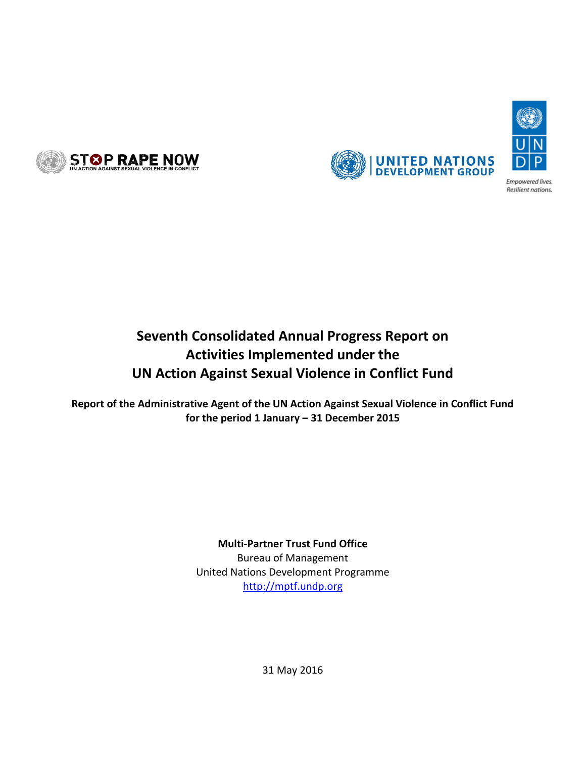STOP RAPE NOW
UN ACTION AGAINST SEXUAL VIOLENCE IN CONFLICT

UNITED NATIONS DEVELOPMENT GROUP

UNDP
*Empowered lives. Resilient nations.*

# Seventh Consolidated Annual Progress Report on Activities Implemented under the UN Action Against Sexual Violence in Conflict Fund

**Report of the Administrative Agent of the UN Action Against Sexual Violence in Conflict Fund for the period 1 January – 31 December 2015**

**Multi-Partner Trust Fund Office**
Bureau of Management
United Nations Development Programme
http://mptf.undp.org

31 May 2016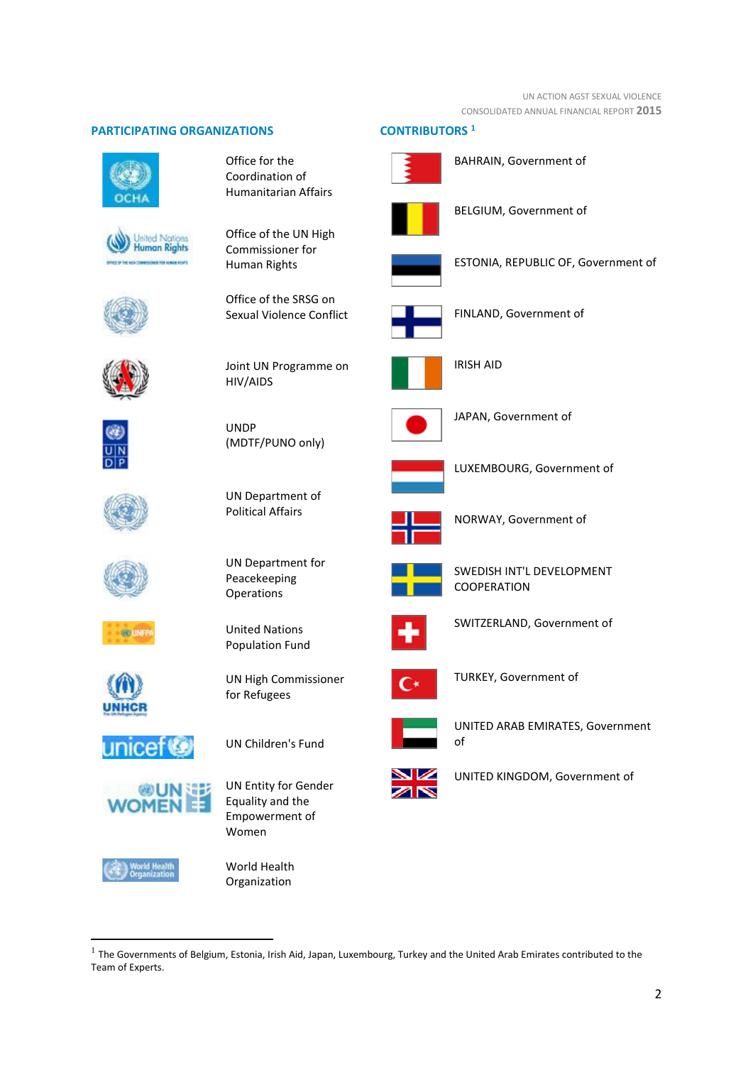## PARTICIPATING ORGANIZATIONS

- Office for the Coordination of Humanitarian Affairs
- Office of the UN High Commissioner for Human Rights
- Office of the SRSG on Sexual Violence Conflict
- Joint UN Programme on HIV/AIDS
- UNDP (MDTF/PUNO only)
- UN Department of Political Affairs
- UN Department for Peacekeeping Operations
- United Nations Population Fund
- UN High Commissioner for Refugees
- UN Children's Fund
- UN Entity for Gender Equality and the Empowerment of Women
- World Health Organization

## CONTRIBUTORS [1]

- BAHRAIN, Government of
- BELGIUM, Government of
- ESTONIA, REPUBLIC OF, Government of
- FINLAND, Government of
- IRISH AID
- JAPAN, Government of
- LUXEMBOURG, Government of
- NORWAY, Government of
- SWEDISH INT'L DEVELOPMENT COOPERATION
- SWITZERLAND, Government of
- TURKEY, Government of
- UNITED ARAB EMIRATES, Government of
- UNITED KINGDOM, Government of

[1] The Governments of Belgium, Estonia, Irish Aid, Japan, Luxembourg, Turkey and the United Arab Emirates contributed to the Team of Experts.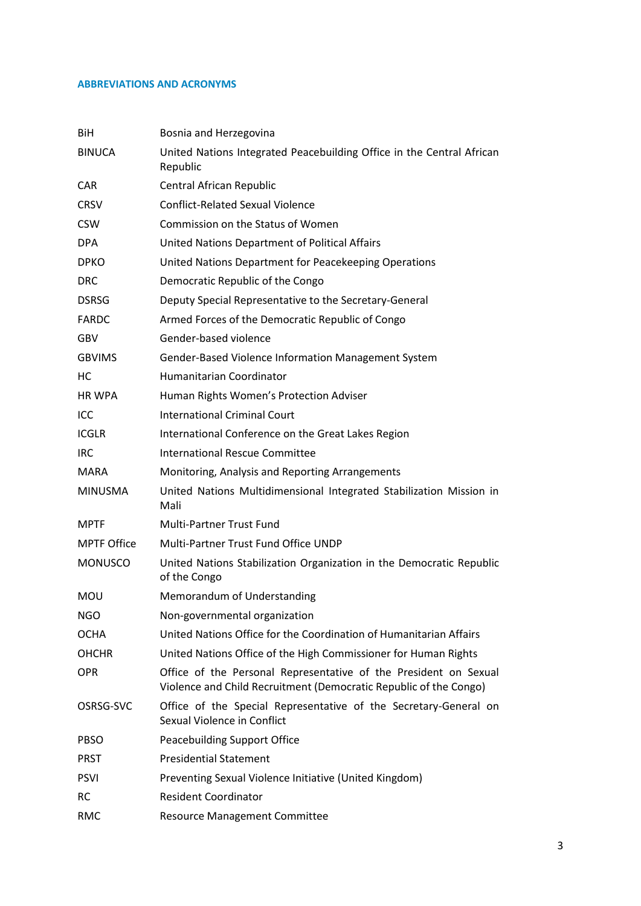## ABBREVIATIONS AND ACRONYMS

| | |
|---|---|
| BiH | Bosnia and Herzegovina |
| BINUCA | United Nations Integrated Peacebuilding Office in the Central African Republic |
| CAR | Central African Republic |
| CRSV | Conflict-Related Sexual Violence |
| CSW | Commission on the Status of Women |
| DPA | United Nations Department of Political Affairs |
| DPKO | United Nations Department for Peacekeeping Operations |
| DRC | Democratic Republic of the Congo |
| DSRSG | Deputy Special Representative to the Secretary-General |
| FARDC | Armed Forces of the Democratic Republic of Congo |
| GBV | Gender-based violence |
| GBVIMS | Gender-Based Violence Information Management System |
| HC | Humanitarian Coordinator |
| HR WPA | Human Rights Women's Protection Adviser |
| ICC | International Criminal Court |
| ICGLR | International Conference on the Great Lakes Region |
| IRC | International Rescue Committee |
| MARA | Monitoring, Analysis and Reporting Arrangements |
| MINUSMA | United Nations Multidimensional Integrated Stabilization Mission in Mali |
| MPTF | Multi-Partner Trust Fund |
| MPTF Office | Multi-Partner Trust Fund Office UNDP |
| MONUSCO | United Nations Stabilization Organization in the Democratic Republic of the Congo |
| MOU | Memorandum of Understanding |
| NGO | Non-governmental organization |
| OCHA | United Nations Office for the Coordination of Humanitarian Affairs |
| OHCHR | United Nations Office of the High Commissioner for Human Rights |
| OPR | Office of the Personal Representative of the President on Sexual Violence and Child Recruitment (Democratic Republic of the Congo) |
| OSRSG-SVC | Office of the Special Representative of the Secretary-General on Sexual Violence in Conflict |
| PBSO | Peacebuilding Support Office |
| PRST | Presidential Statement |
| PSVI | Preventing Sexual Violence Initiative (United Kingdom) |
| RC | Resident Coordinator |
| RMC | Resource Management Committee |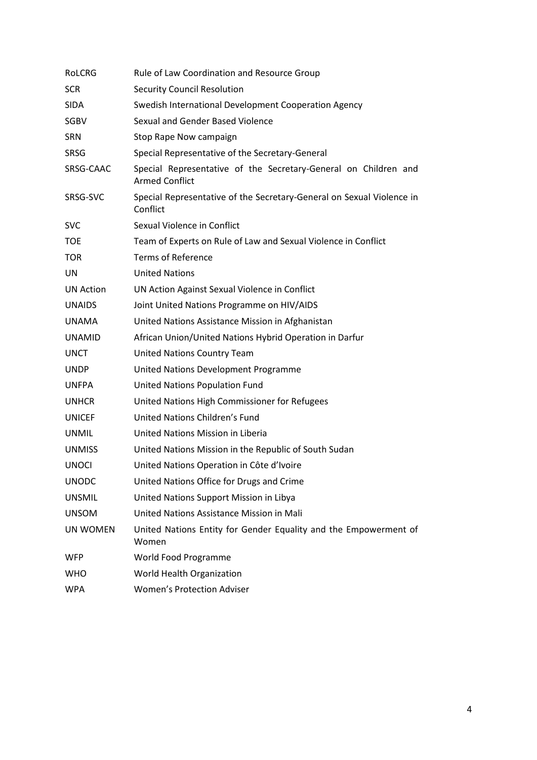| | |
|---|---|
| RoLCRG | Rule of Law Coordination and Resource Group |
| SCR | Security Council Resolution |
| SIDA | Swedish International Development Cooperation Agency |
| SGBV | Sexual and Gender Based Violence |
| SRN | Stop Rape Now campaign |
| SRSG | Special Representative of the Secretary-General |
| SRSG-CAAC | Special Representative of the Secretary-General on Children and Armed Conflict |
| SRSG-SVC | Special Representative of the Secretary-General on Sexual Violence in Conflict |
| SVC | Sexual Violence in Conflict |
| TOE | Team of Experts on Rule of Law and Sexual Violence in Conflict |
| TOR | Terms of Reference |
| UN | United Nations |
| UN Action | UN Action Against Sexual Violence in Conflict |
| UNAIDS | Joint United Nations Programme on HIV/AIDS |
| UNAMA | United Nations Assistance Mission in Afghanistan |
| UNAMID | African Union/United Nations Hybrid Operation in Darfur |
| UNCT | United Nations Country Team |
| UNDP | United Nations Development Programme |
| UNFPA | United Nations Population Fund |
| UNHCR | United Nations High Commissioner for Refugees |
| UNICEF | United Nations Children's Fund |
| UNMIL | United Nations Mission in Liberia |
| UNMISS | United Nations Mission in the Republic of South Sudan |
| UNOCI | United Nations Operation in Côte d'Ivoire |
| UNODC | United Nations Office for Drugs and Crime |
| UNSMIL | United Nations Support Mission in Libya |
| UNSOM | United Nations Assistance Mission in Mali |
| UN WOMEN | United Nations Entity for Gender Equality and the Empowerment of Women |
| WFP | World Food Programme |
| WHO | World Health Organization |
| WPA | Women's Protection Adviser |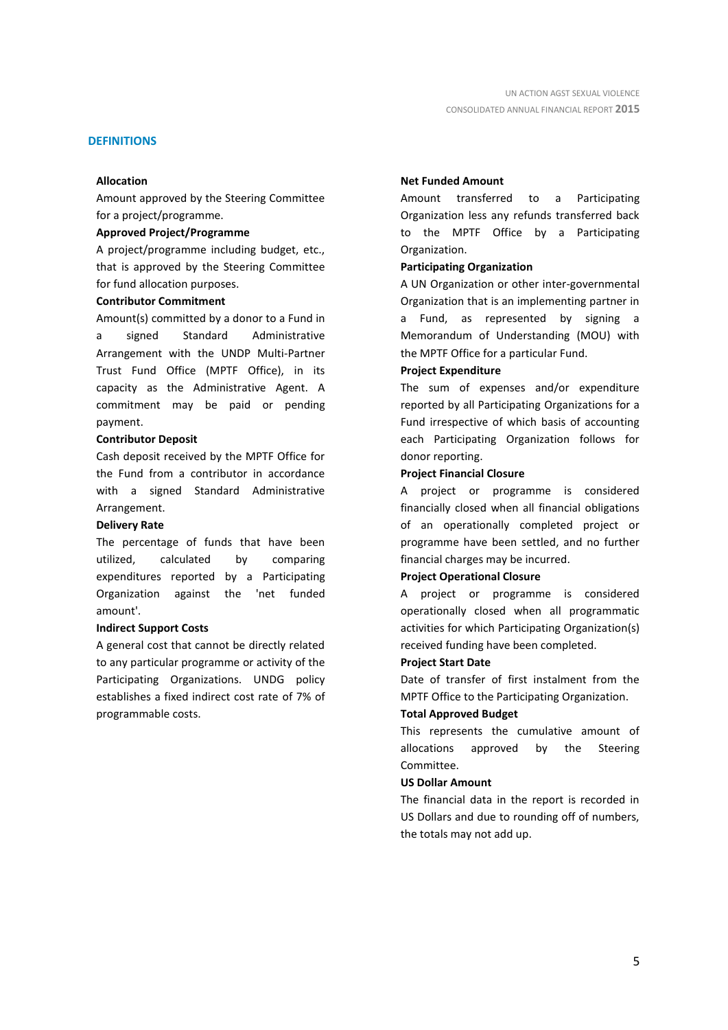## DEFINITIONS

**Allocation**

Amount approved by the Steering Committee for a project/programme.

**Approved Project/Programme**

A project/programme including budget, etc., that is approved by the Steering Committee for fund allocation purposes.

**Contributor Commitment**

Amount(s) committed by a donor to a Fund in a signed Standard Administrative Arrangement with the UNDP Multi-Partner Trust Fund Office (MPTF Office), in its capacity as the Administrative Agent. A commitment may be paid or pending payment.

**Contributor Deposit**

Cash deposit received by the MPTF Office for the Fund from a contributor in accordance with a signed Standard Administrative Arrangement.

**Delivery Rate**

The percentage of funds that have been utilized, calculated by comparing expenditures reported by a Participating Organization against the 'net funded amount'.

**Indirect Support Costs**

A general cost that cannot be directly related to any particular programme or activity of the Participating Organizations. UNDG policy establishes a fixed indirect cost rate of 7% of programmable costs.

**Net Funded Amount**

Amount transferred to a Participating Organization less any refunds transferred back to the MPTF Office by a Participating Organization.

**Participating Organization**

A UN Organization or other inter-governmental Organization that is an implementing partner in a Fund, as represented by signing a Memorandum of Understanding (MOU) with the MPTF Office for a particular Fund.

**Project Expenditure**

The sum of expenses and/or expenditure reported by all Participating Organizations for a Fund irrespective of which basis of accounting each Participating Organization follows for donor reporting.

**Project Financial Closure**

A project or programme is considered financially closed when all financial obligations of an operationally completed project or programme have been settled, and no further financial charges may be incurred.

**Project Operational Closure**

A project or programme is considered operationally closed when all programmatic activities for which Participating Organization(s) received funding have been completed.

**Project Start Date**

Date of transfer of first instalment from the MPTF Office to the Participating Organization.

**Total Approved Budget**

This represents the cumulative amount of allocations approved by the Steering Committee.

**US Dollar Amount**

The financial data in the report is recorded in US Dollars and due to rounding off of numbers, the totals may not add up.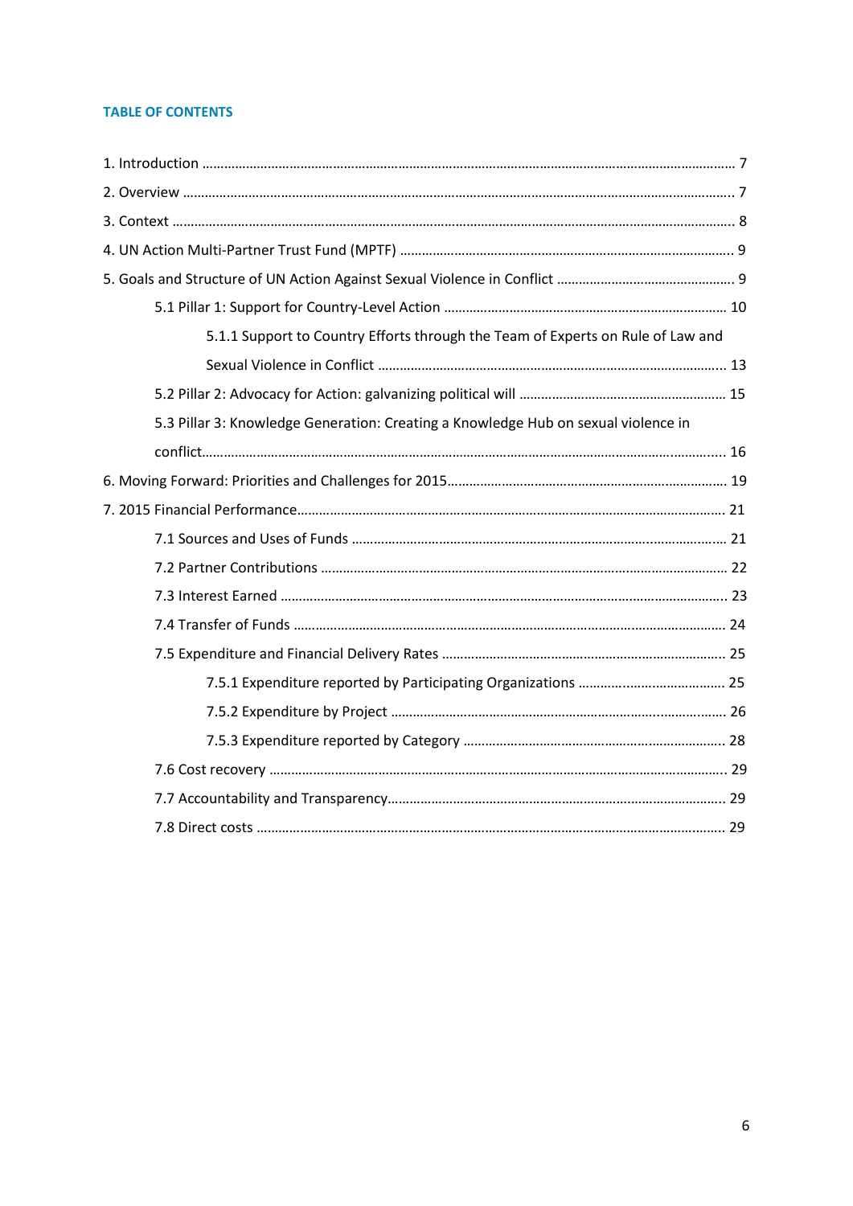**TABLE OF CONTENTS**

1. Introduction ........................................................................................................................................ 7
2. Overview ............................................................................................................................................. 7
3. Context ................................................................................................................................................ 8
4. UN Action Multi-Partner Trust Fund (MPTF) ...................................................................................... 9
5. Goals and Structure of UN Action Against Sexual Violence in Conflict ................................................ 9
    - 5.1 Pillar 1: Support for Country-Level Action ............................................................................ 10
        - 5.1.1 Support to Country Efforts through the Team of Experts on Rule of Law and Sexual Violence in Conflict ............................................................................................. 13
    - 5.2 Pillar 2: Advocacy for Action: galvanizing political will ........................................................ 15
    - 5.3 Pillar 3: Knowledge Generation: Creating a Knowledge Hub on sexual violence in conflict.............................................................................................................................. 16
6. Moving Forward: Priorities and Challenges for 2015........................................................................... 19
7. 2015 Financial Performance.................................................................................................................. 21
    - 7.1 Sources and Uses of Funds ...................................................................................................... 21
    - 7.2 Partner Contributions ............................................................................................................... 22
    - 7.3 Interest Earned ......................................................................................................................... 23
    - 7.4 Transfer of Funds ..................................................................................................................... 24
    - 7.5 Expenditure and Financial Delivery Rates ............................................................................. 25
        - 7.5.1 Expenditure reported by Participating Organizations ......................................... 25
        - 7.5.2 Expenditure by Project ........................................................................................... 26
        - 7.5.3 Expenditure reported by Category ....................................................................... 28
    - 7.6 Cost recovery ............................................................................................................................ 29
    - 7.7 Accountability and Transparency............................................................................................ 29
    - 7.8 Direct costs ............................................................................................................................... 29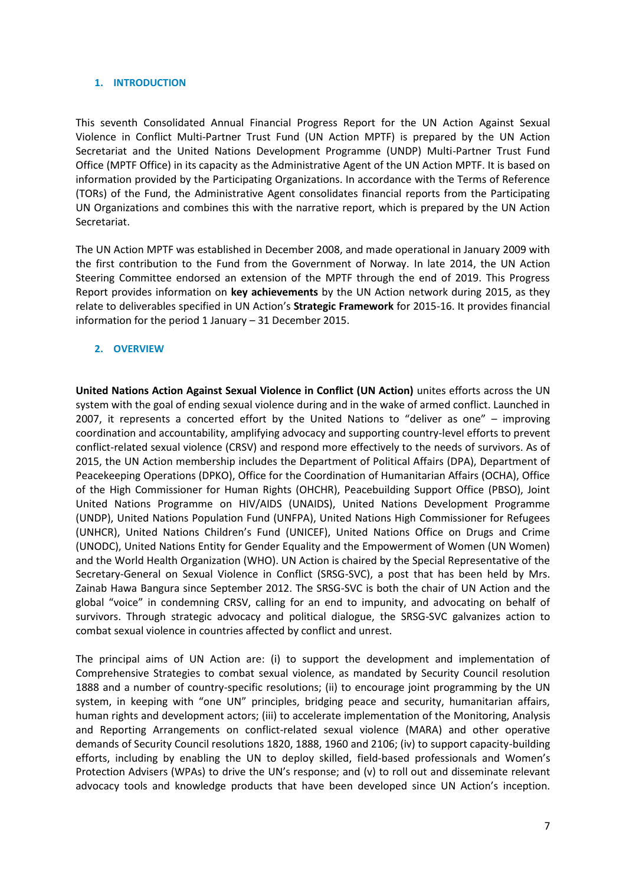## 1. INTRODUCTION

This seventh Consolidated Annual Financial Progress Report for the UN Action Against Sexual Violence in Conflict Multi-Partner Trust Fund (UN Action MPTF) is prepared by the UN Action Secretariat and the United Nations Development Programme (UNDP) Multi-Partner Trust Fund Office (MPTF Office) in its capacity as the Administrative Agent of the UN Action MPTF. It is based on information provided by the Participating Organizations. In accordance with the Terms of Reference (TORs) of the Fund, the Administrative Agent consolidates financial reports from the Participating UN Organizations and combines this with the narrative report, which is prepared by the UN Action Secretariat.

The UN Action MPTF was established in December 2008, and made operational in January 2009 with the first contribution to the Fund from the Government of Norway. In late 2014, the UN Action Steering Committee endorsed an extension of the MPTF through the end of 2019. This Progress Report provides information on **key achievements** by the UN Action network during 2015, as they relate to deliverables specified in UN Action's **Strategic Framework** for 2015-16. It provides financial information for the period 1 January – 31 December 2015.

## 2. OVERVIEW

**United Nations Action Against Sexual Violence in Conflict (UN Action)** unites efforts across the UN system with the goal of ending sexual violence during and in the wake of armed conflict. Launched in 2007, it represents a concerted effort by the United Nations to "deliver as one" – improving coordination and accountability, amplifying advocacy and supporting country-level efforts to prevent conflict-related sexual violence (CRSV) and respond more effectively to the needs of survivors. As of 2015, the UN Action membership includes the Department of Political Affairs (DPA), Department of Peacekeeping Operations (DPKO), Office for the Coordination of Humanitarian Affairs (OCHA), Office of the High Commissioner for Human Rights (OHCHR), Peacebuilding Support Office (PBSO), Joint United Nations Programme on HIV/AIDS (UNAIDS), United Nations Development Programme (UNDP), United Nations Population Fund (UNFPA), United Nations High Commissioner for Refugees (UNHCR), United Nations Children's Fund (UNICEF), United Nations Office on Drugs and Crime (UNODC), United Nations Entity for Gender Equality and the Empowerment of Women (UN Women) and the World Health Organization (WHO). UN Action is chaired by the Special Representative of the Secretary-General on Sexual Violence in Conflict (SRSG-SVC), a post that has been held by Mrs. Zainab Hawa Bangura since September 2012. The SRSG-SVC is both the chair of UN Action and the global "voice" in condemning CRSV, calling for an end to impunity, and advocating on behalf of survivors. Through strategic advocacy and political dialogue, the SRSG-SVC galvanizes action to combat sexual violence in countries affected by conflict and unrest.

The principal aims of UN Action are: (i) to support the development and implementation of Comprehensive Strategies to combat sexual violence, as mandated by Security Council resolution 1888 and a number of country-specific resolutions; (ii) to encourage joint programming by the UN system, in keeping with "one UN" principles, bridging peace and security, humanitarian affairs, human rights and development actors; (iii) to accelerate implementation of the Monitoring, Analysis and Reporting Arrangements on conflict-related sexual violence (MARA) and other operative demands of Security Council resolutions 1820, 1888, 1960 and 2106; (iv) to support capacity-building efforts, including by enabling the UN to deploy skilled, field-based professionals and Women's Protection Advisers (WPAs) to drive the UN's response; and (v) to roll out and disseminate relevant advocacy tools and knowledge products that have been developed since UN Action's inception.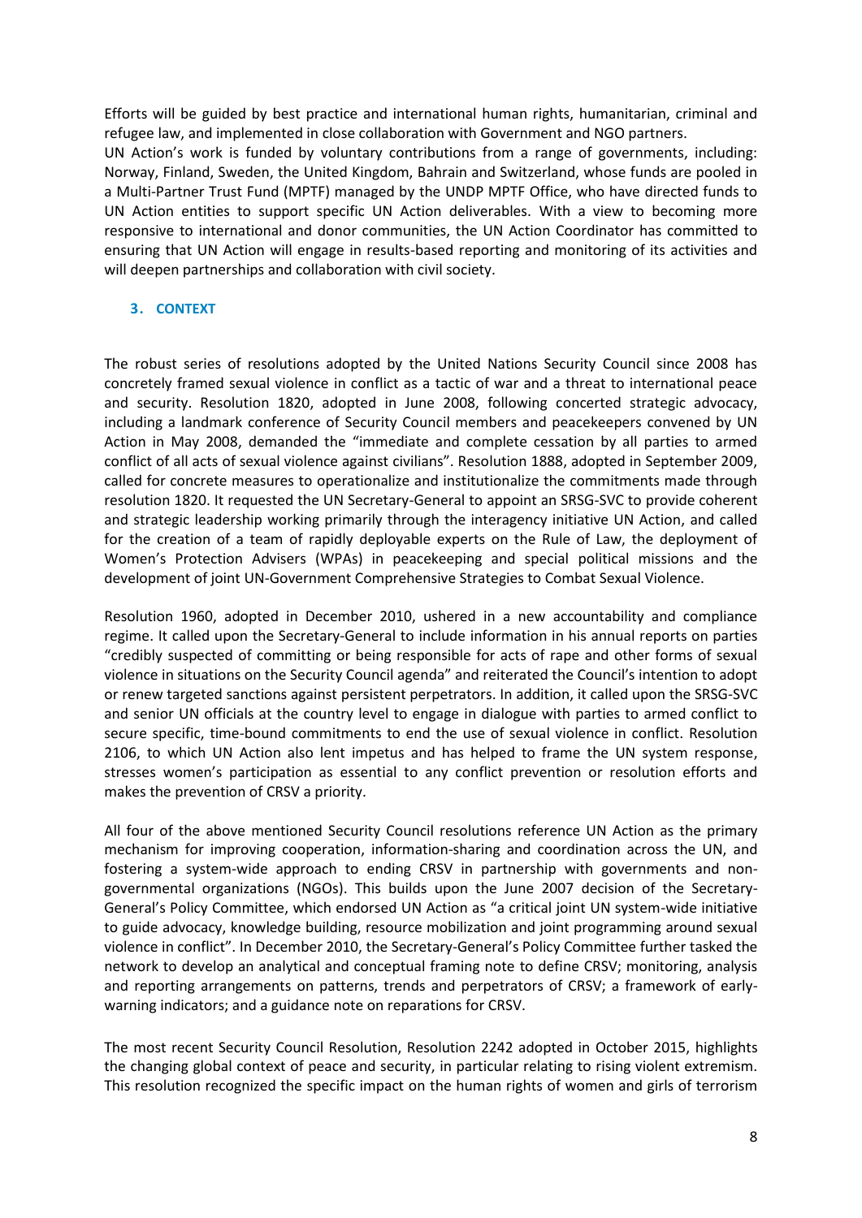Efforts will be guided by best practice and international human rights, humanitarian, criminal and refugee law, and implemented in close collaboration with Government and NGO partners.

UN Action's work is funded by voluntary contributions from a range of governments, including: Norway, Finland, Sweden, the United Kingdom, Bahrain and Switzerland, whose funds are pooled in a Multi-Partner Trust Fund (MPTF) managed by the UNDP MPTF Office, who have directed funds to UN Action entities to support specific UN Action deliverables. With a view to becoming more responsive to international and donor communities, the UN Action Coordinator has committed to ensuring that UN Action will engage in results-based reporting and monitoring of its activities and will deepen partnerships and collaboration with civil society.

## 3. CONTEXT

The robust series of resolutions adopted by the United Nations Security Council since 2008 has concretely framed sexual violence in conflict as a tactic of war and a threat to international peace and security. Resolution 1820, adopted in June 2008, following concerted strategic advocacy, including a landmark conference of Security Council members and peacekeepers convened by UN Action in May 2008, demanded the "immediate and complete cessation by all parties to armed conflict of all acts of sexual violence against civilians". Resolution 1888, adopted in September 2009, called for concrete measures to operationalize and institutionalize the commitments made through resolution 1820. It requested the UN Secretary-General to appoint an SRSG-SVC to provide coherent and strategic leadership working primarily through the interagency initiative UN Action, and called for the creation of a team of rapidly deployable experts on the Rule of Law, the deployment of Women's Protection Advisers (WPAs) in peacekeeping and special political missions and the development of joint UN-Government Comprehensive Strategies to Combat Sexual Violence.

Resolution 1960, adopted in December 2010, ushered in a new accountability and compliance regime. It called upon the Secretary-General to include information in his annual reports on parties "credibly suspected of committing or being responsible for acts of rape and other forms of sexual violence in situations on the Security Council agenda" and reiterated the Council's intention to adopt or renew targeted sanctions against persistent perpetrators. In addition, it called upon the SRSG-SVC and senior UN officials at the country level to engage in dialogue with parties to armed conflict to secure specific, time-bound commitments to end the use of sexual violence in conflict. Resolution 2106, to which UN Action also lent impetus and has helped to frame the UN system response, stresses women's participation as essential to any conflict prevention or resolution efforts and makes the prevention of CRSV a priority.

All four of the above mentioned Security Council resolutions reference UN Action as the primary mechanism for improving cooperation, information-sharing and coordination across the UN, and fostering a system-wide approach to ending CRSV in partnership with governments and non-governmental organizations (NGOs). This builds upon the June 2007 decision of the Secretary-General's Policy Committee, which endorsed UN Action as "a critical joint UN system-wide initiative to guide advocacy, knowledge building, resource mobilization and joint programming around sexual violence in conflict". In December 2010, the Secretary-General's Policy Committee further tasked the network to develop an analytical and conceptual framing note to define CRSV; monitoring, analysis and reporting arrangements on patterns, trends and perpetrators of CRSV; a framework of early-warning indicators; and a guidance note on reparations for CRSV.

The most recent Security Council Resolution, Resolution 2242 adopted in October 2015, highlights the changing global context of peace and security, in particular relating to rising violent extremism. This resolution recognized the specific impact on the human rights of women and girls of terrorism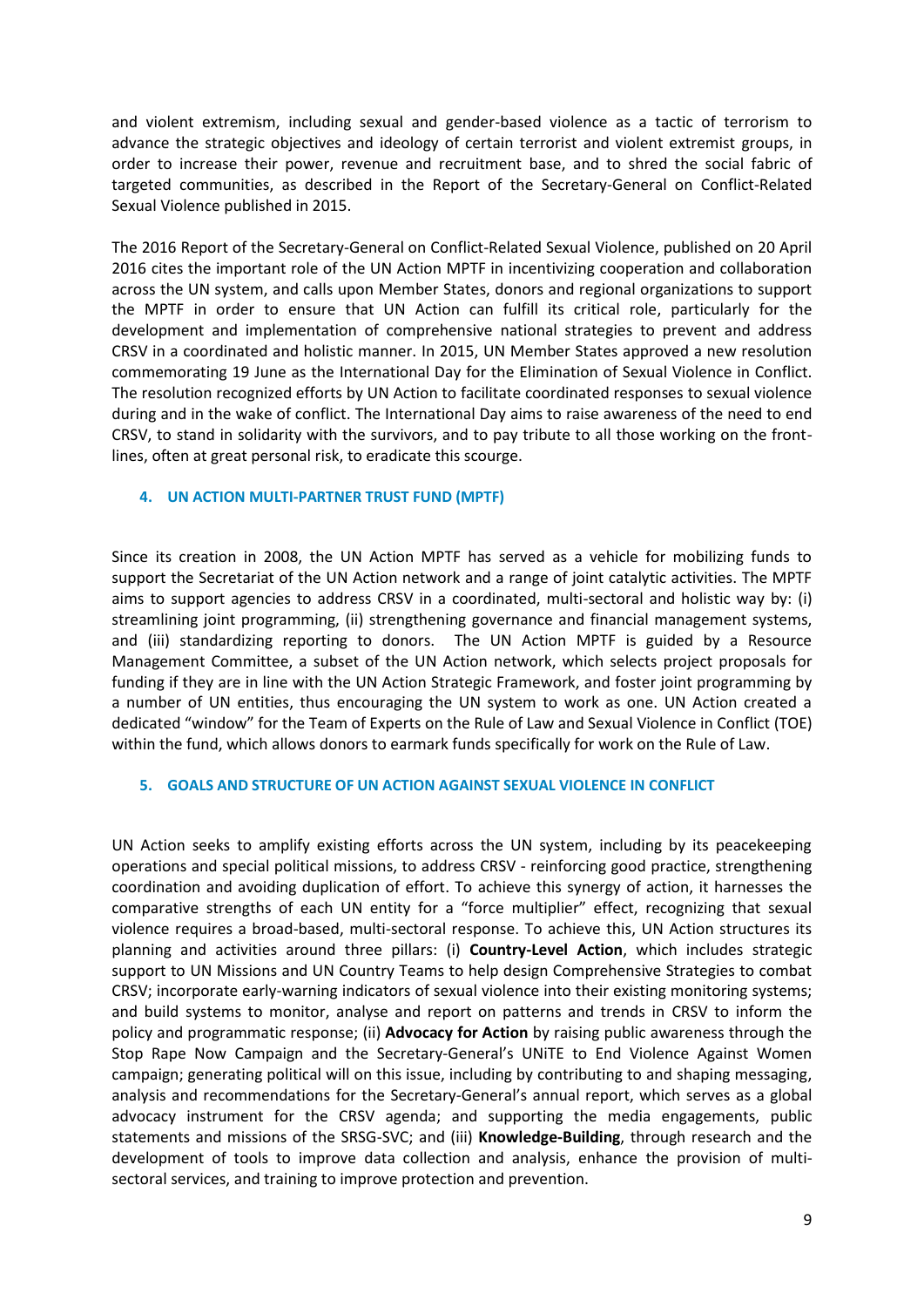and violent extremism, including sexual and gender-based violence as a tactic of terrorism to advance the strategic objectives and ideology of certain terrorist and violent extremist groups, in order to increase their power, revenue and recruitment base, and to shred the social fabric of targeted communities, as described in the Report of the Secretary-General on Conflict-Related Sexual Violence published in 2015.

The 2016 Report of the Secretary-General on Conflict-Related Sexual Violence, published on 20 April 2016 cites the important role of the UN Action MPTF in incentivizing cooperation and collaboration across the UN system, and calls upon Member States, donors and regional organizations to support the MPTF in order to ensure that UN Action can fulfill its critical role, particularly for the development and implementation of comprehensive national strategies to prevent and address CRSV in a coordinated and holistic manner. In 2015, UN Member States approved a new resolution commemorating 19 June as the International Day for the Elimination of Sexual Violence in Conflict. The resolution recognized efforts by UN Action to facilitate coordinated responses to sexual violence during and in the wake of conflict. The International Day aims to raise awareness of the need to end CRSV, to stand in solidarity with the survivors, and to pay tribute to all those working on the front-lines, often at great personal risk, to eradicate this scourge.

## 4. UN ACTION MULTI-PARTNER TRUST FUND (MPTF)

Since its creation in 2008, the UN Action MPTF has served as a vehicle for mobilizing funds to support the Secretariat of the UN Action network and a range of joint catalytic activities. The MPTF aims to support agencies to address CRSV in a coordinated, multi-sectoral and holistic way by: (i) streamlining joint programming, (ii) strengthening governance and financial management systems, and (iii) standardizing reporting to donors. The UN Action MPTF is guided by a Resource Management Committee, a subset of the UN Action network, which selects project proposals for funding if they are in line with the UN Action Strategic Framework, and foster joint programming by a number of UN entities, thus encouraging the UN system to work as one. UN Action created a dedicated "window" for the Team of Experts on the Rule of Law and Sexual Violence in Conflict (TOE) within the fund, which allows donors to earmark funds specifically for work on the Rule of Law.

## 5. GOALS AND STRUCTURE OF UN ACTION AGAINST SEXUAL VIOLENCE IN CONFLICT

UN Action seeks to amplify existing efforts across the UN system, including by its peacekeeping operations and special political missions, to address CRSV - reinforcing good practice, strengthening coordination and avoiding duplication of effort. To achieve this synergy of action, it harnesses the comparative strengths of each UN entity for a "force multiplier" effect, recognizing that sexual violence requires a broad-based, multi-sectoral response. To achieve this, UN Action structures its planning and activities around three pillars: (i) **Country-Level Action**, which includes strategic support to UN Missions and UN Country Teams to help design Comprehensive Strategies to combat CRSV; incorporate early-warning indicators of sexual violence into their existing monitoring systems; and build systems to monitor, analyse and report on patterns and trends in CRSV to inform the policy and programmatic response; (ii) **Advocacy for Action** by raising public awareness through the Stop Rape Now Campaign and the Secretary-General's UNiTE to End Violence Against Women campaign; generating political will on this issue, including by contributing to and shaping messaging, analysis and recommendations for the Secretary-General's annual report, which serves as a global advocacy instrument for the CRSV agenda; and supporting the media engagements, public statements and missions of the SRSG-SVC; and (iii) **Knowledge-Building**, through research and the development of tools to improve data collection and analysis, enhance the provision of multi-sectoral services, and training to improve protection and prevention.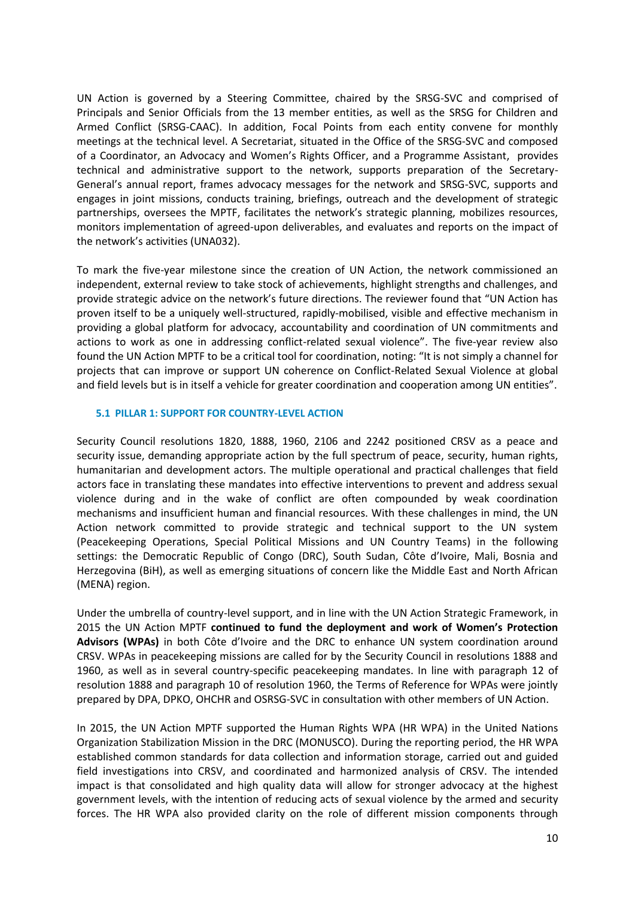UN Action is governed by a Steering Committee, chaired by the SRSG-SVC and comprised of Principals and Senior Officials from the 13 member entities, as well as the SRSG for Children and Armed Conflict (SRSG-CAAC). In addition, Focal Points from each entity convene for monthly meetings at the technical level. A Secretariat, situated in the Office of the SRSG-SVC and composed of a Coordinator, an Advocacy and Women's Rights Officer, and a Programme Assistant, provides technical and administrative support to the network, supports preparation of the Secretary-General's annual report, frames advocacy messages for the network and SRSG-SVC, supports and engages in joint missions, conducts training, briefings, outreach and the development of strategic partnerships, oversees the MPTF, facilitates the network's strategic planning, mobilizes resources, monitors implementation of agreed-upon deliverables, and evaluates and reports on the impact of the network's activities (UNA032).

To mark the five-year milestone since the creation of UN Action, the network commissioned an independent, external review to take stock of achievements, highlight strengths and challenges, and provide strategic advice on the network's future directions. The reviewer found that "UN Action has proven itself to be a uniquely well-structured, rapidly-mobilised, visible and effective mechanism in providing a global platform for advocacy, accountability and coordination of UN commitments and actions to work as one in addressing conflict-related sexual violence". The five-year review also found the UN Action MPTF to be a critical tool for coordination, noting: "It is not simply a channel for projects that can improve or support UN coherence on Conflict-Related Sexual Violence at global and field levels but is in itself a vehicle for greater coordination and cooperation among UN entities".

### 5.1 PILLAR 1: SUPPORT FOR COUNTRY-LEVEL ACTION

Security Council resolutions 1820, 1888, 1960, 2106 and 2242 positioned CRSV as a peace and security issue, demanding appropriate action by the full spectrum of peace, security, human rights, humanitarian and development actors. The multiple operational and practical challenges that field actors face in translating these mandates into effective interventions to prevent and address sexual violence during and in the wake of conflict are often compounded by weak coordination mechanisms and insufficient human and financial resources. With these challenges in mind, the UN Action network committed to provide strategic and technical support to the UN system (Peacekeeping Operations, Special Political Missions and UN Country Teams) in the following settings: the Democratic Republic of Congo (DRC), South Sudan, Côte d'Ivoire, Mali, Bosnia and Herzegovina (BiH), as well as emerging situations of concern like the Middle East and North African (MENA) region.

Under the umbrella of country-level support, and in line with the UN Action Strategic Framework, in 2015 the UN Action MPTF **continued to fund the deployment and work of Women's Protection Advisors (WPAs)** in both Côte d'Ivoire and the DRC to enhance UN system coordination around CRSV. WPAs in peacekeeping missions are called for by the Security Council in resolutions 1888 and 1960, as well as in several country-specific peacekeeping mandates. In line with paragraph 12 of resolution 1888 and paragraph 10 of resolution 1960, the Terms of Reference for WPAs were jointly prepared by DPA, DPKO, OHCHR and OSRSG-SVC in consultation with other members of UN Action.

In 2015, the UN Action MPTF supported the Human Rights WPA (HR WPA) in the United Nations Organization Stabilization Mission in the DRC (MONUSCO). During the reporting period, the HR WPA established common standards for data collection and information storage, carried out and guided field investigations into CRSV, and coordinated and harmonized analysis of CRSV. The intended impact is that consolidated and high quality data will allow for stronger advocacy at the highest government levels, with the intention of reducing acts of sexual violence by the armed and security forces. The HR WPA also provided clarity on the role of different mission components through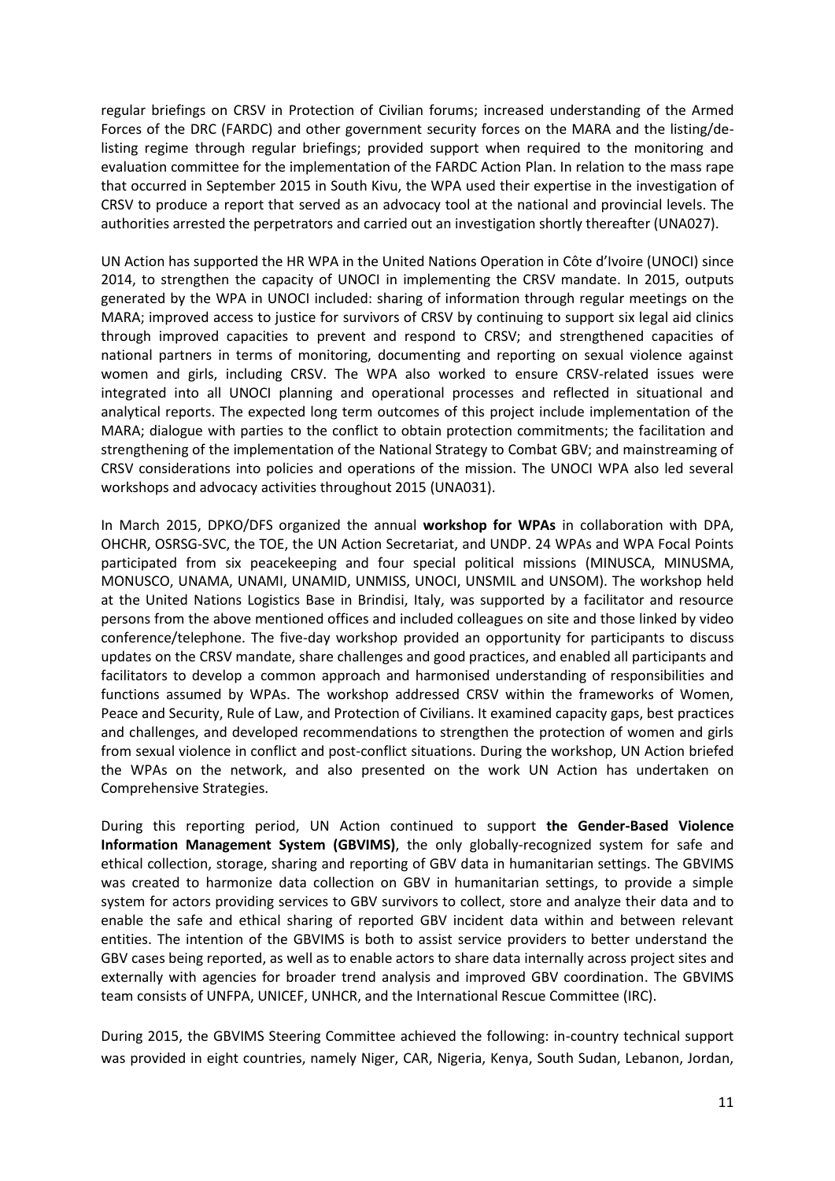regular briefings on CRSV in Protection of Civilian forums; increased understanding of the Armed Forces of the DRC (FARDC) and other government security forces on the MARA and the listing/de-listing regime through regular briefings; provided support when required to the monitoring and evaluation committee for the implementation of the FARDC Action Plan. In relation to the mass rape that occurred in September 2015 in South Kivu, the WPA used their expertise in the investigation of CRSV to produce a report that served as an advocacy tool at the national and provincial levels. The authorities arrested the perpetrators and carried out an investigation shortly thereafter (UNA027).

UN Action has supported the HR WPA in the United Nations Operation in Côte d'Ivoire (UNOCI) since 2014, to strengthen the capacity of UNOCI in implementing the CRSV mandate. In 2015, outputs generated by the WPA in UNOCI included: sharing of information through regular meetings on the MARA; improved access to justice for survivors of CRSV by continuing to support six legal aid clinics through improved capacities to prevent and respond to CRSV; and strengthened capacities of national partners in terms of monitoring, documenting and reporting on sexual violence against women and girls, including CRSV. The WPA also worked to ensure CRSV-related issues were integrated into all UNOCI planning and operational processes and reflected in situational and analytical reports. The expected long term outcomes of this project include implementation of the MARA; dialogue with parties to the conflict to obtain protection commitments; the facilitation and strengthening of the implementation of the National Strategy to Combat GBV; and mainstreaming of CRSV considerations into policies and operations of the mission. The UNOCI WPA also led several workshops and advocacy activities throughout 2015 (UNA031).

In March 2015, DPKO/DFS organized the annual **workshop for WPAs** in collaboration with DPA, OHCHR, OSRSG-SVC, the TOE, the UN Action Secretariat, and UNDP. 24 WPAs and WPA Focal Points participated from six peacekeeping and four special political missions (MINUSCA, MINUSMA, MONUSCO, UNAMA, UNAMI, UNAMID, UNMISS, UNOCI, UNSMIL and UNSOM). The workshop held at the United Nations Logistics Base in Brindisi, Italy, was supported by a facilitator and resource persons from the above mentioned offices and included colleagues on site and those linked by video conference/telephone. The five-day workshop provided an opportunity for participants to discuss updates on the CRSV mandate, share challenges and good practices, and enabled all participants and facilitators to develop a common approach and harmonised understanding of responsibilities and functions assumed by WPAs. The workshop addressed CRSV within the frameworks of Women, Peace and Security, Rule of Law, and Protection of Civilians. It examined capacity gaps, best practices and challenges, and developed recommendations to strengthen the protection of women and girls from sexual violence in conflict and post-conflict situations. During the workshop, UN Action briefed the WPAs on the network, and also presented on the work UN Action has undertaken on Comprehensive Strategies.

During this reporting period, UN Action continued to support **the Gender-Based Violence Information Management System (GBVIMS)**, the only globally-recognized system for safe and ethical collection, storage, sharing and reporting of GBV data in humanitarian settings. The GBVIMS was created to harmonize data collection on GBV in humanitarian settings, to provide a simple system for actors providing services to GBV survivors to collect, store and analyze their data and to enable the safe and ethical sharing of reported GBV incident data within and between relevant entities. The intention of the GBVIMS is both to assist service providers to better understand the GBV cases being reported, as well as to enable actors to share data internally across project sites and externally with agencies for broader trend analysis and improved GBV coordination. The GBVIMS team consists of UNFPA, UNICEF, UNHCR, and the International Rescue Committee (IRC).

During 2015, the GBVIMS Steering Committee achieved the following: in-country technical support was provided in eight countries, namely Niger, CAR, Nigeria, Kenya, South Sudan, Lebanon, Jordan,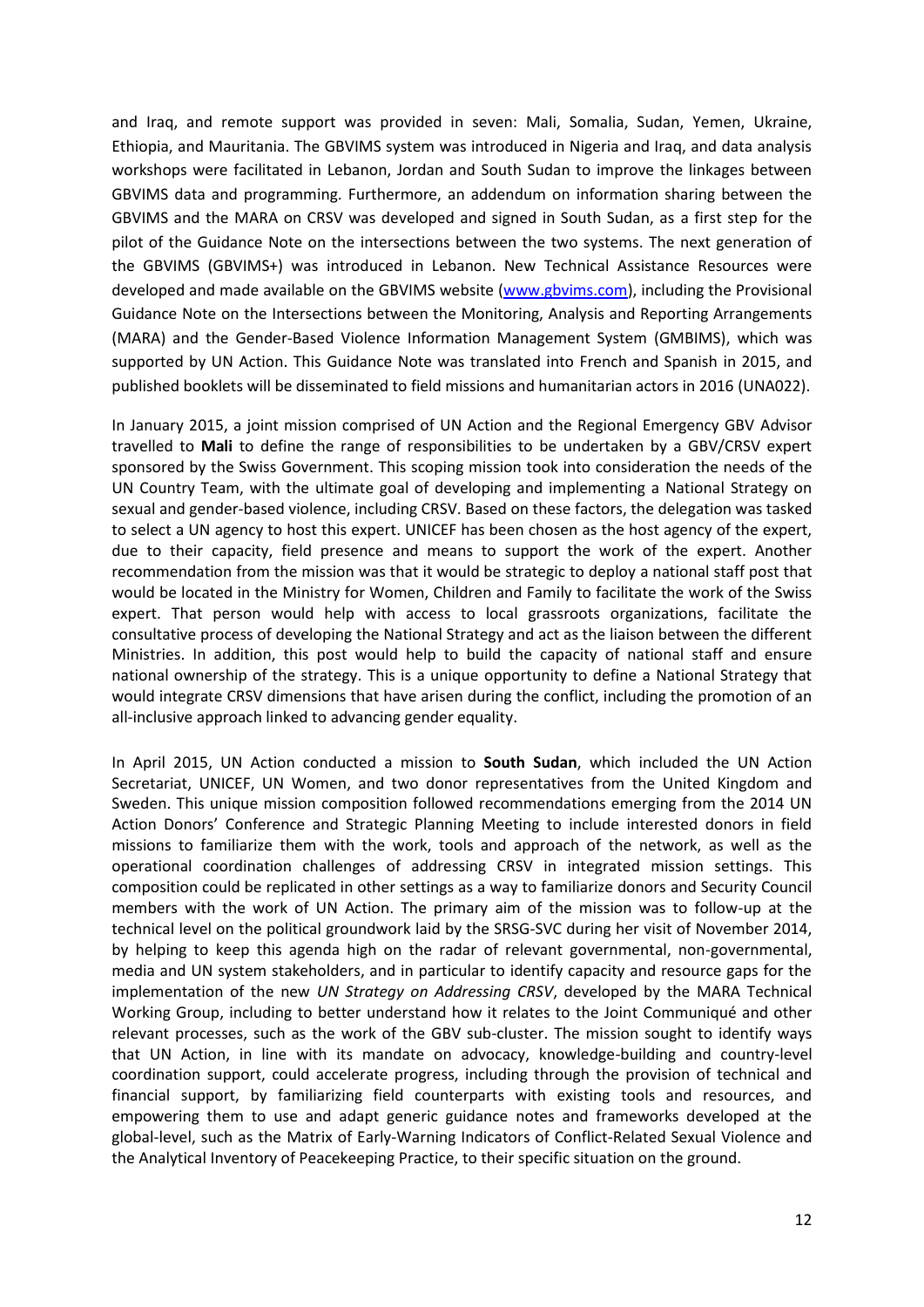and Iraq, and remote support was provided in seven: Mali, Somalia, Sudan, Yemen, Ukraine, Ethiopia, and Mauritania. The GBVIMS system was introduced in Nigeria and Iraq, and data analysis workshops were facilitated in Lebanon, Jordan and South Sudan to improve the linkages between GBVIMS data and programming. Furthermore, an addendum on information sharing between the GBVIMS and the MARA on CRSV was developed and signed in South Sudan, as a first step for the pilot of the Guidance Note on the intersections between the two systems. The next generation of the GBVIMS (GBVIMS+) was introduced in Lebanon. New Technical Assistance Resources were developed and made available on the GBVIMS website (www.gbvims.com), including the Provisional Guidance Note on the Intersections between the Monitoring, Analysis and Reporting Arrangements (MARA) and the Gender-Based Violence Information Management System (GMBIMS), which was supported by UN Action. This Guidance Note was translated into French and Spanish in 2015, and published booklets will be disseminated to field missions and humanitarian actors in 2016 (UNA022).

In January 2015, a joint mission comprised of UN Action and the Regional Emergency GBV Advisor travelled to **Mali** to define the range of responsibilities to be undertaken by a GBV/CRSV expert sponsored by the Swiss Government. This scoping mission took into consideration the needs of the UN Country Team, with the ultimate goal of developing and implementing a National Strategy on sexual and gender-based violence, including CRSV. Based on these factors, the delegation was tasked to select a UN agency to host this expert. UNICEF has been chosen as the host agency of the expert, due to their capacity, field presence and means to support the work of the expert. Another recommendation from the mission was that it would be strategic to deploy a national staff post that would be located in the Ministry for Women, Children and Family to facilitate the work of the Swiss expert. That person would help with access to local grassroots organizations, facilitate the consultative process of developing the National Strategy and act as the liaison between the different Ministries. In addition, this post would help to build the capacity of national staff and ensure national ownership of the strategy. This is a unique opportunity to define a National Strategy that would integrate CRSV dimensions that have arisen during the conflict, including the promotion of an all-inclusive approach linked to advancing gender equality.

In April 2015, UN Action conducted a mission to **South Sudan**, which included the UN Action Secretariat, UNICEF, UN Women, and two donor representatives from the United Kingdom and Sweden. This unique mission composition followed recommendations emerging from the 2014 UN Action Donors' Conference and Strategic Planning Meeting to include interested donors in field missions to familiarize them with the work, tools and approach of the network, as well as the operational coordination challenges of addressing CRSV in integrated mission settings. This composition could be replicated in other settings as a way to familiarize donors and Security Council members with the work of UN Action. The primary aim of the mission was to follow-up at the technical level on the political groundwork laid by the SRSG-SVC during her visit of November 2014, by helping to keep this agenda high on the radar of relevant governmental, non-governmental, media and UN system stakeholders, and in particular to identify capacity and resource gaps for the implementation of the new *UN Strategy on Addressing CRSV*, developed by the MARA Technical Working Group, including to better understand how it relates to the Joint Communiqué and other relevant processes, such as the work of the GBV sub-cluster. The mission sought to identify ways that UN Action, in line with its mandate on advocacy, knowledge-building and country-level coordination support, could accelerate progress, including through the provision of technical and financial support, by familiarizing field counterparts with existing tools and resources, and empowering them to use and adapt generic guidance notes and frameworks developed at the global-level, such as the Matrix of Early-Warning Indicators of Conflict-Related Sexual Violence and the Analytical Inventory of Peacekeeping Practice, to their specific situation on the ground.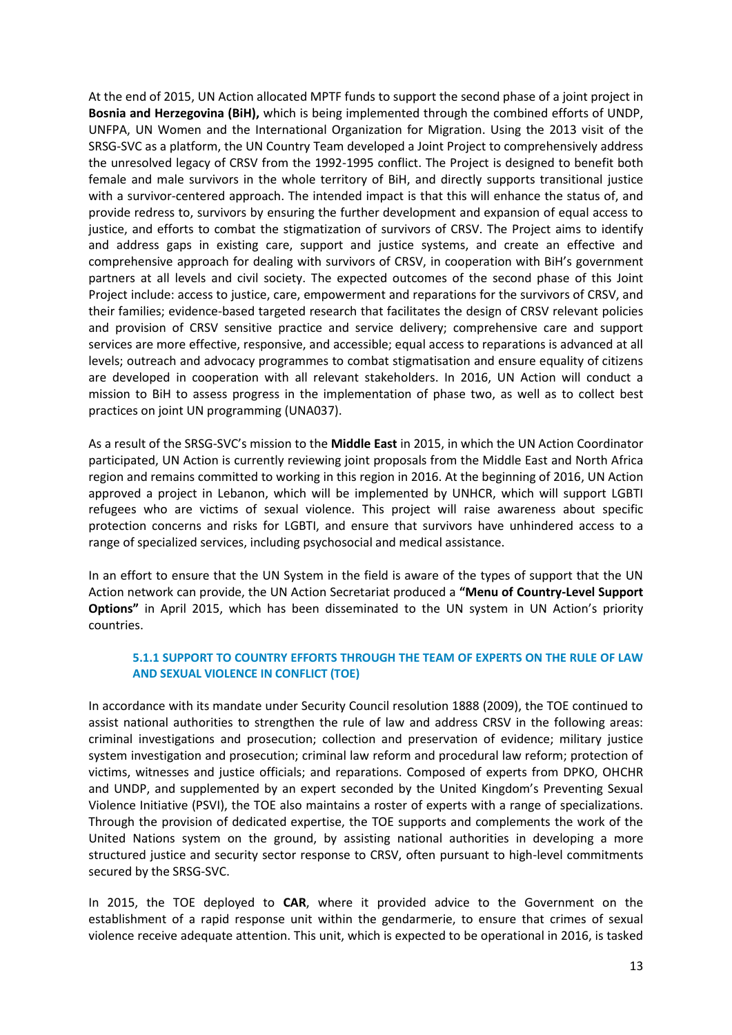At the end of 2015, UN Action allocated MPTF funds to support the second phase of a joint project in **Bosnia and Herzegovina (BiH),** which is being implemented through the combined efforts of UNDP, UNFPA, UN Women and the International Organization for Migration. Using the 2013 visit of the SRSG-SVC as a platform, the UN Country Team developed a Joint Project to comprehensively address the unresolved legacy of CRSV from the 1992-1995 conflict. The Project is designed to benefit both female and male survivors in the whole territory of BiH, and directly supports transitional justice with a survivor-centered approach. The intended impact is that this will enhance the status of, and provide redress to, survivors by ensuring the further development and expansion of equal access to justice, and efforts to combat the stigmatization of survivors of CRSV. The Project aims to identify and address gaps in existing care, support and justice systems, and create an effective and comprehensive approach for dealing with survivors of CRSV, in cooperation with BiH's government partners at all levels and civil society. The expected outcomes of the second phase of this Joint Project include: access to justice, care, empowerment and reparations for the survivors of CRSV, and their families; evidence-based targeted research that facilitates the design of CRSV relevant policies and provision of CRSV sensitive practice and service delivery; comprehensive care and support services are more effective, responsive, and accessible; equal access to reparations is advanced at all levels; outreach and advocacy programmes to combat stigmatisation and ensure equality of citizens are developed in cooperation with all relevant stakeholders. In 2016, UN Action will conduct a mission to BiH to assess progress in the implementation of phase two, as well as to collect best practices on joint UN programming (UNA037).

As a result of the SRSG-SVC's mission to the **Middle East** in 2015, in which the UN Action Coordinator participated, UN Action is currently reviewing joint proposals from the Middle East and North Africa region and remains committed to working in this region in 2016. At the beginning of 2016, UN Action approved a project in Lebanon, which will be implemented by UNHCR, which will support LGBTI refugees who are victims of sexual violence. This project will raise awareness about specific protection concerns and risks for LGBTI, and ensure that survivors have unhindered access to a range of specialized services, including psychosocial and medical assistance.

In an effort to ensure that the UN System in the field is aware of the types of support that the UN Action network can provide, the UN Action Secretariat produced a **"Menu of Country-Level Support Options"** in April 2015, which has been disseminated to the UN system in UN Action's priority countries.

### 5.1.1 SUPPORT TO COUNTRY EFFORTS THROUGH THE TEAM OF EXPERTS ON THE RULE OF LAW AND SEXUAL VIOLENCE IN CONFLICT (TOE)

In accordance with its mandate under Security Council resolution 1888 (2009), the TOE continued to assist national authorities to strengthen the rule of law and address CRSV in the following areas: criminal investigations and prosecution; collection and preservation of evidence; military justice system investigation and prosecution; criminal law reform and procedural law reform; protection of victims, witnesses and justice officials; and reparations. Composed of experts from DPKO, OHCHR and UNDP, and supplemented by an expert seconded by the United Kingdom's Preventing Sexual Violence Initiative (PSVI), the TOE also maintains a roster of experts with a range of specializations. Through the provision of dedicated expertise, the TOE supports and complements the work of the United Nations system on the ground, by assisting national authorities in developing a more structured justice and security sector response to CRSV, often pursuant to high-level commitments secured by the SRSG-SVC.

In 2015, the TOE deployed to **CAR**, where it provided advice to the Government on the establishment of a rapid response unit within the gendarmerie, to ensure that crimes of sexual violence receive adequate attention. This unit, which is expected to be operational in 2016, is tasked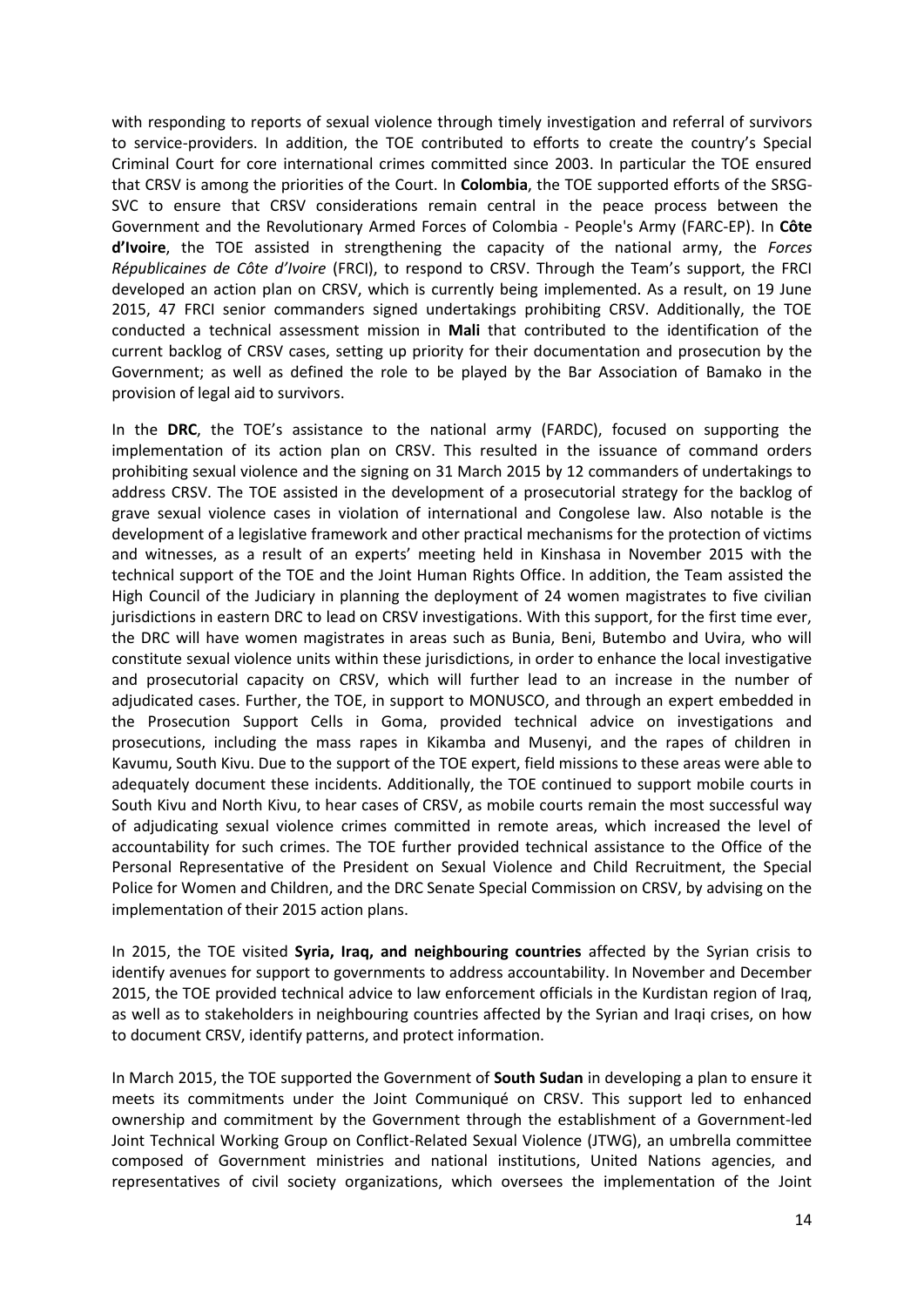with responding to reports of sexual violence through timely investigation and referral of survivors to service-providers. In addition, the TOE contributed to efforts to create the country's Special Criminal Court for core international crimes committed since 2003. In particular the TOE ensured that CRSV is among the priorities of the Court. In **Colombia**, the TOE supported efforts of the SRSG-SVC to ensure that CRSV considerations remain central in the peace process between the Government and the Revolutionary Armed Forces of Colombia - People's Army (FARC-EP). In **Côte d'Ivoire**, the TOE assisted in strengthening the capacity of the national army, the *Forces Républicaines de Côte d'Ivoire* (FRCI), to respond to CRSV. Through the Team's support, the FRCI developed an action plan on CRSV, which is currently being implemented. As a result, on 19 June 2015, 47 FRCI senior commanders signed undertakings prohibiting CRSV. Additionally, the TOE conducted a technical assessment mission in **Mali** that contributed to the identification of the current backlog of CRSV cases, setting up priority for their documentation and prosecution by the Government; as well as defined the role to be played by the Bar Association of Bamako in the provision of legal aid to survivors.

In the **DRC**, the TOE's assistance to the national army (FARDC), focused on supporting the implementation of its action plan on CRSV. This resulted in the issuance of command orders prohibiting sexual violence and the signing on 31 March 2015 by 12 commanders of undertakings to address CRSV. The TOE assisted in the development of a prosecutorial strategy for the backlog of grave sexual violence cases in violation of international and Congolese law. Also notable is the development of a legislative framework and other practical mechanisms for the protection of victims and witnesses, as a result of an experts' meeting held in Kinshasa in November 2015 with the technical support of the TOE and the Joint Human Rights Office. In addition, the Team assisted the High Council of the Judiciary in planning the deployment of 24 women magistrates to five civilian jurisdictions in eastern DRC to lead on CRSV investigations. With this support, for the first time ever, the DRC will have women magistrates in areas such as Bunia, Beni, Butembo and Uvira, who will constitute sexual violence units within these jurisdictions, in order to enhance the local investigative and prosecutorial capacity on CRSV, which will further lead to an increase in the number of adjudicated cases. Further, the TOE, in support to MONUSCO, and through an expert embedded in the Prosecution Support Cells in Goma, provided technical advice on investigations and prosecutions, including the mass rapes in Kikamba and Musenyi, and the rapes of children in Kavumu, South Kivu. Due to the support of the TOE expert, field missions to these areas were able to adequately document these incidents. Additionally, the TOE continued to support mobile courts in South Kivu and North Kivu, to hear cases of CRSV, as mobile courts remain the most successful way of adjudicating sexual violence crimes committed in remote areas, which increased the level of accountability for such crimes. The TOE further provided technical assistance to the Office of the Personal Representative of the President on Sexual Violence and Child Recruitment, the Special Police for Women and Children, and the DRC Senate Special Commission on CRSV, by advising on the implementation of their 2015 action plans.

In 2015, the TOE visited **Syria, Iraq, and neighbouring countries** affected by the Syrian crisis to identify avenues for support to governments to address accountability. In November and December 2015, the TOE provided technical advice to law enforcement officials in the Kurdistan region of Iraq, as well as to stakeholders in neighbouring countries affected by the Syrian and Iraqi crises, on how to document CRSV, identify patterns, and protect information.

In March 2015, the TOE supported the Government of **South Sudan** in developing a plan to ensure it meets its commitments under the Joint Communiqué on CRSV. This support led to enhanced ownership and commitment by the Government through the establishment of a Government-led Joint Technical Working Group on Conflict-Related Sexual Violence (JTWG), an umbrella committee composed of Government ministries and national institutions, United Nations agencies, and representatives of civil society organizations, which oversees the implementation of the Joint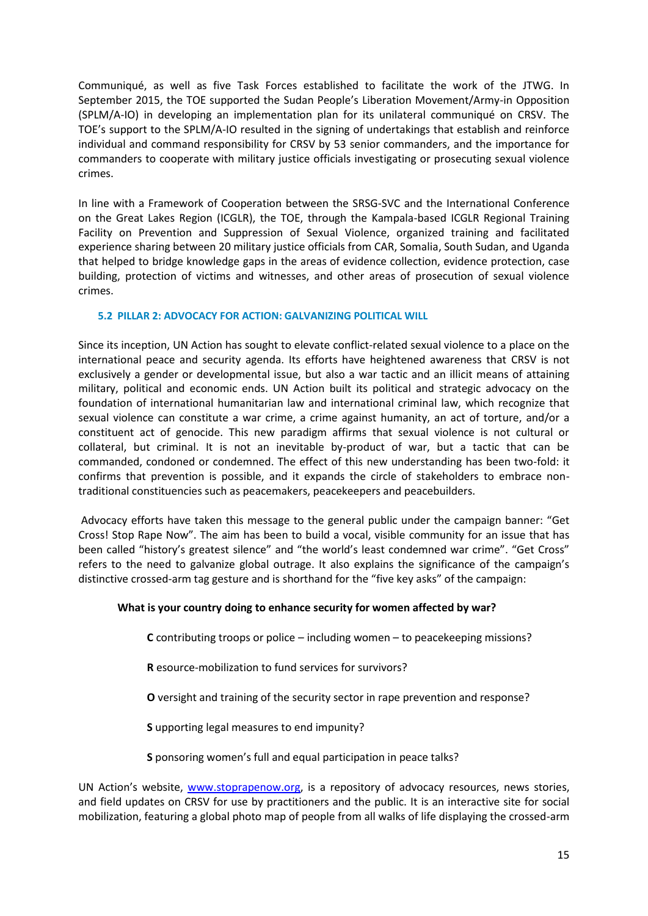Communiqué, as well as five Task Forces established to facilitate the work of the JTWG. In September 2015, the TOE supported the Sudan People's Liberation Movement/Army-in Opposition (SPLM/A-IO) in developing an implementation plan for its unilateral communiqué on CRSV. The TOE's support to the SPLM/A-IO resulted in the signing of undertakings that establish and reinforce individual and command responsibility for CRSV by 53 senior commanders, and the importance for commanders to cooperate with military justice officials investigating or prosecuting sexual violence crimes.

In line with a Framework of Cooperation between the SRSG-SVC and the International Conference on the Great Lakes Region (ICGLR), the TOE, through the Kampala-based ICGLR Regional Training Facility on Prevention and Suppression of Sexual Violence, organized training and facilitated experience sharing between 20 military justice officials from CAR, Somalia, South Sudan, and Uganda that helped to bridge knowledge gaps in the areas of evidence collection, evidence protection, case building, protection of victims and witnesses, and other areas of prosecution of sexual violence crimes.

### 5.2 PILLAR 2: ADVOCACY FOR ACTION: GALVANIZING POLITICAL WILL

Since its inception, UN Action has sought to elevate conflict-related sexual violence to a place on the international peace and security agenda. Its efforts have heightened awareness that CRSV is not exclusively a gender or developmental issue, but also a war tactic and an illicit means of attaining military, political and economic ends. UN Action built its political and strategic advocacy on the foundation of international humanitarian law and international criminal law, which recognize that sexual violence can constitute a war crime, a crime against humanity, an act of torture, and/or a constituent act of genocide. This new paradigm affirms that sexual violence is not cultural or collateral, but criminal. It is not an inevitable by-product of war, but a tactic that can be commanded, condoned or condemned. The effect of this new understanding has been two-fold: it confirms that prevention is possible, and it expands the circle of stakeholders to embrace non-traditional constituencies such as peacemakers, peacekeepers and peacebuilders.

Advocacy efforts have taken this message to the general public under the campaign banner: "Get Cross! Stop Rape Now". The aim has been to build a vocal, visible community for an issue that has been called "history's greatest silence" and "the world's least condemned war crime". "Get Cross" refers to the need to galvanize global outrage. It also explains the significance of the campaign's distinctive crossed-arm tag gesture and is shorthand for the "five key asks" of the campaign:

**What is your country doing to enhance security for women affected by war?**

**C** contributing troops or police – including women – to peacekeeping missions?

**R** esource-mobilization to fund services for survivors?

**O** versight and training of the security sector in rape prevention and response?

**S** upporting legal measures to end impunity?

**S** ponsoring women's full and equal participation in peace talks?

UN Action's website, www.stoprapenow.org, is a repository of advocacy resources, news stories, and field updates on CRSV for use by practitioners and the public. It is an interactive site for social mobilization, featuring a global photo map of people from all walks of life displaying the crossed-arm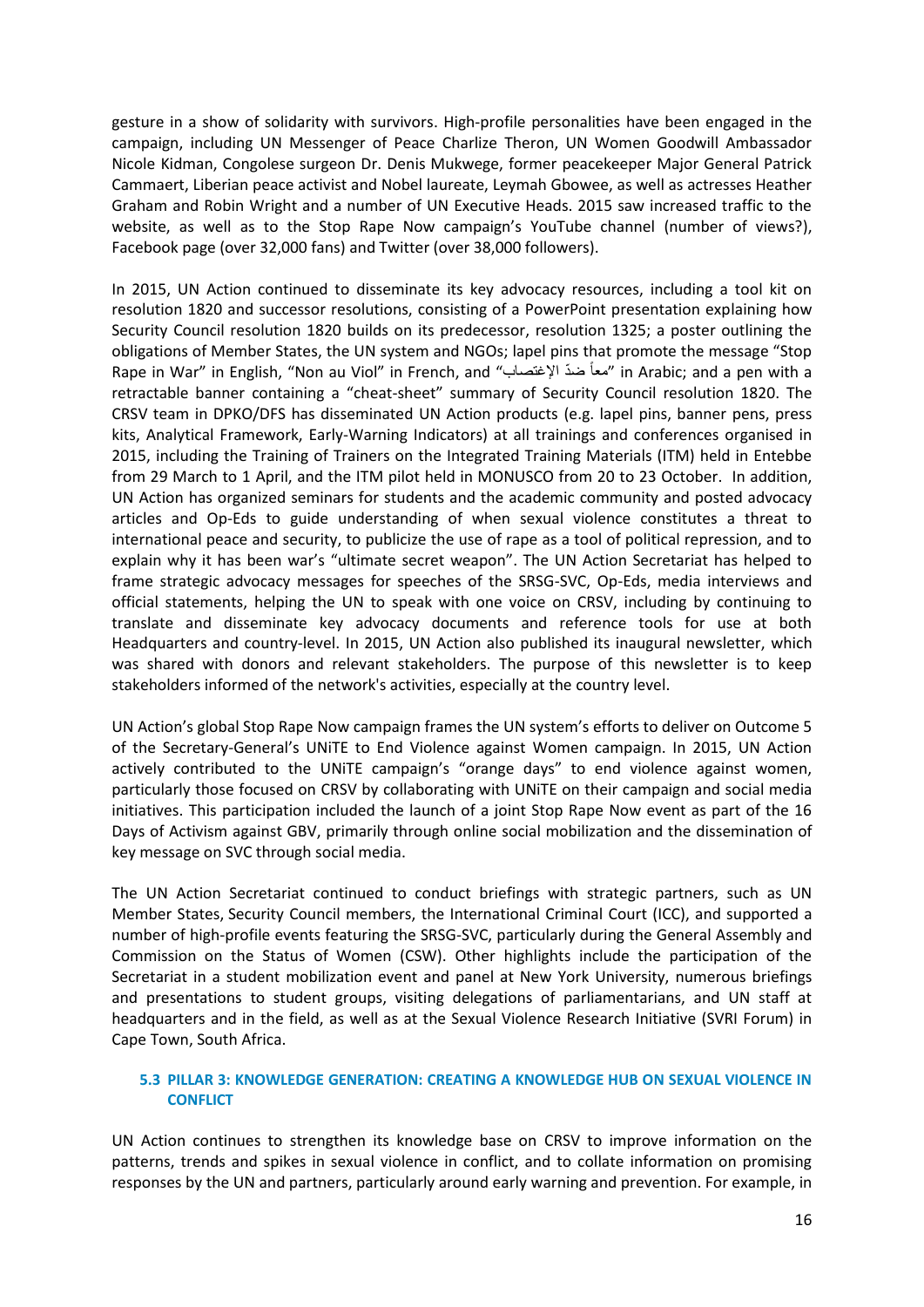gesture in a show of solidarity with survivors. High-profile personalities have been engaged in the campaign, including UN Messenger of Peace Charlize Theron, UN Women Goodwill Ambassador Nicole Kidman, Congolese surgeon Dr. Denis Mukwege, former peacekeeper Major General Patrick Cammaert, Liberian peace activist and Nobel laureate, Leymah Gbowee, as well as actresses Heather Graham and Robin Wright and a number of UN Executive Heads. 2015 saw increased traffic to the website, as well as to the Stop Rape Now campaign's YouTube channel (number of views?), Facebook page (over 32,000 fans) and Twitter (over 38,000 followers).

In 2015, UN Action continued to disseminate its key advocacy resources, including a tool kit on resolution 1820 and successor resolutions, consisting of a PowerPoint presentation explaining how Security Council resolution 1820 builds on its predecessor, resolution 1325; a poster outlining the obligations of Member States, the UN system and NGOs; lapel pins that promote the message "Stop Rape in War" in English, "Non au Viol" in French, and "معاً ضدّ الإغتصاب" in Arabic; and a pen with a retractable banner containing a "cheat-sheet" summary of Security Council resolution 1820. The CRSV team in DPKO/DFS has disseminated UN Action products (e.g. lapel pins, banner pens, press kits, Analytical Framework, Early-Warning Indicators) at all trainings and conferences organised in 2015, including the Training of Trainers on the Integrated Training Materials (ITM) held in Entebbe from 29 March to 1 April, and the ITM pilot held in MONUSCO from 20 to 23 October. In addition, UN Action has organized seminars for students and the academic community and posted advocacy articles and Op-Eds to guide understanding of when sexual violence constitutes a threat to international peace and security, to publicize the use of rape as a tool of political repression, and to explain why it has been war's "ultimate secret weapon". The UN Action Secretariat has helped to frame strategic advocacy messages for speeches of the SRSG-SVC, Op-Eds, media interviews and official statements, helping the UN to speak with one voice on CRSV, including by continuing to translate and disseminate key advocacy documents and reference tools for use at both Headquarters and country-level. In 2015, UN Action also published its inaugural newsletter, which was shared with donors and relevant stakeholders. The purpose of this newsletter is to keep stakeholders informed of the network's activities, especially at the country level.

UN Action's global Stop Rape Now campaign frames the UN system's efforts to deliver on Outcome 5 of the Secretary-General's UNiTE to End Violence against Women campaign. In 2015, UN Action actively contributed to the UNiTE campaign's "orange days" to end violence against women, particularly those focused on CRSV by collaborating with UNiTE on their campaign and social media initiatives. This participation included the launch of a joint Stop Rape Now event as part of the 16 Days of Activism against GBV, primarily through online social mobilization and the dissemination of key message on SVC through social media.

The UN Action Secretariat continued to conduct briefings with strategic partners, such as UN Member States, Security Council members, the International Criminal Court (ICC), and supported a number of high-profile events featuring the SRSG-SVC, particularly during the General Assembly and Commission on the Status of Women (CSW). Other highlights include the participation of the Secretariat in a student mobilization event and panel at New York University, numerous briefings and presentations to student groups, visiting delegations of parliamentarians, and UN staff at headquarters and in the field, as well as at the Sexual Violence Research Initiative (SVRI Forum) in Cape Town, South Africa.

### 5.3 PILLAR 3: KNOWLEDGE GENERATION: CREATING A KNOWLEDGE HUB ON SEXUAL VIOLENCE IN CONFLICT

UN Action continues to strengthen its knowledge base on CRSV to improve information on the patterns, trends and spikes in sexual violence in conflict, and to collate information on promising responses by the UN and partners, particularly around early warning and prevention. For example, in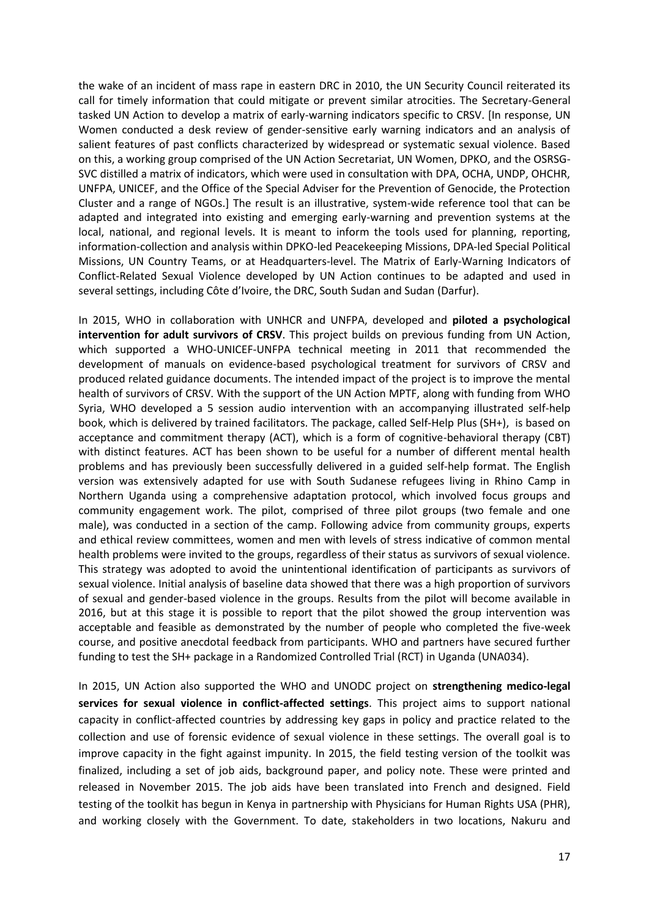the wake of an incident of mass rape in eastern DRC in 2010, the UN Security Council reiterated its call for timely information that could mitigate or prevent similar atrocities. The Secretary-General tasked UN Action to develop a matrix of early-warning indicators specific to CRSV. [In response, UN Women conducted a desk review of gender-sensitive early warning indicators and an analysis of salient features of past conflicts characterized by widespread or systematic sexual violence. Based on this, a working group comprised of the UN Action Secretariat, UN Women, DPKO, and the OSRSG-SVC distilled a matrix of indicators, which were used in consultation with DPA, OCHA, UNDP, OHCHR, UNFPA, UNICEF, and the Office of the Special Adviser for the Prevention of Genocide, the Protection Cluster and a range of NGOs.] The result is an illustrative, system-wide reference tool that can be adapted and integrated into existing and emerging early-warning and prevention systems at the local, national, and regional levels. It is meant to inform the tools used for planning, reporting, information-collection and analysis within DPKO-led Peacekeeping Missions, DPA-led Special Political Missions, UN Country Teams, or at Headquarters-level. The Matrix of Early-Warning Indicators of Conflict-Related Sexual Violence developed by UN Action continues to be adapted and used in several settings, including Côte d'Ivoire, the DRC, South Sudan and Sudan (Darfur).

In 2015, WHO in collaboration with UNHCR and UNFPA, developed and **piloted a psychological intervention for adult survivors of CRSV**. This project builds on previous funding from UN Action, which supported a WHO-UNICEF-UNFPA technical meeting in 2011 that recommended the development of manuals on evidence-based psychological treatment for survivors of CRSV and produced related guidance documents. The intended impact of the project is to improve the mental health of survivors of CRSV. With the support of the UN Action MPTF, along with funding from WHO Syria, WHO developed a 5 session audio intervention with an accompanying illustrated self-help book, which is delivered by trained facilitators. The package, called Self-Help Plus (SH+), is based on acceptance and commitment therapy (ACT), which is a form of cognitive-behavioral therapy (CBT) with distinct features. ACT has been shown to be useful for a number of different mental health problems and has previously been successfully delivered in a guided self-help format. The English version was extensively adapted for use with South Sudanese refugees living in Rhino Camp in Northern Uganda using a comprehensive adaptation protocol, which involved focus groups and community engagement work. The pilot, comprised of three pilot groups (two female and one male), was conducted in a section of the camp. Following advice from community groups, experts and ethical review committees, women and men with levels of stress indicative of common mental health problems were invited to the groups, regardless of their status as survivors of sexual violence. This strategy was adopted to avoid the unintentional identification of participants as survivors of sexual violence. Initial analysis of baseline data showed that there was a high proportion of survivors of sexual and gender-based violence in the groups. Results from the pilot will become available in 2016, but at this stage it is possible to report that the pilot showed the group intervention was acceptable and feasible as demonstrated by the number of people who completed the five-week course, and positive anecdotal feedback from participants. WHO and partners have secured further funding to test the SH+ package in a Randomized Controlled Trial (RCT) in Uganda (UNA034).

In 2015, UN Action also supported the WHO and UNODC project on **strengthening medico-legal services for sexual violence in conflict-affected settings**. This project aims to support national capacity in conflict-affected countries by addressing key gaps in policy and practice related to the collection and use of forensic evidence of sexual violence in these settings. The overall goal is to improve capacity in the fight against impunity. In 2015, the field testing version of the toolkit was finalized, including a set of job aids, background paper, and policy note. These were printed and released in November 2015. The job aids have been translated into French and designed. Field testing of the toolkit has begun in Kenya in partnership with Physicians for Human Rights USA (PHR), and working closely with the Government. To date, stakeholders in two locations, Nakuru and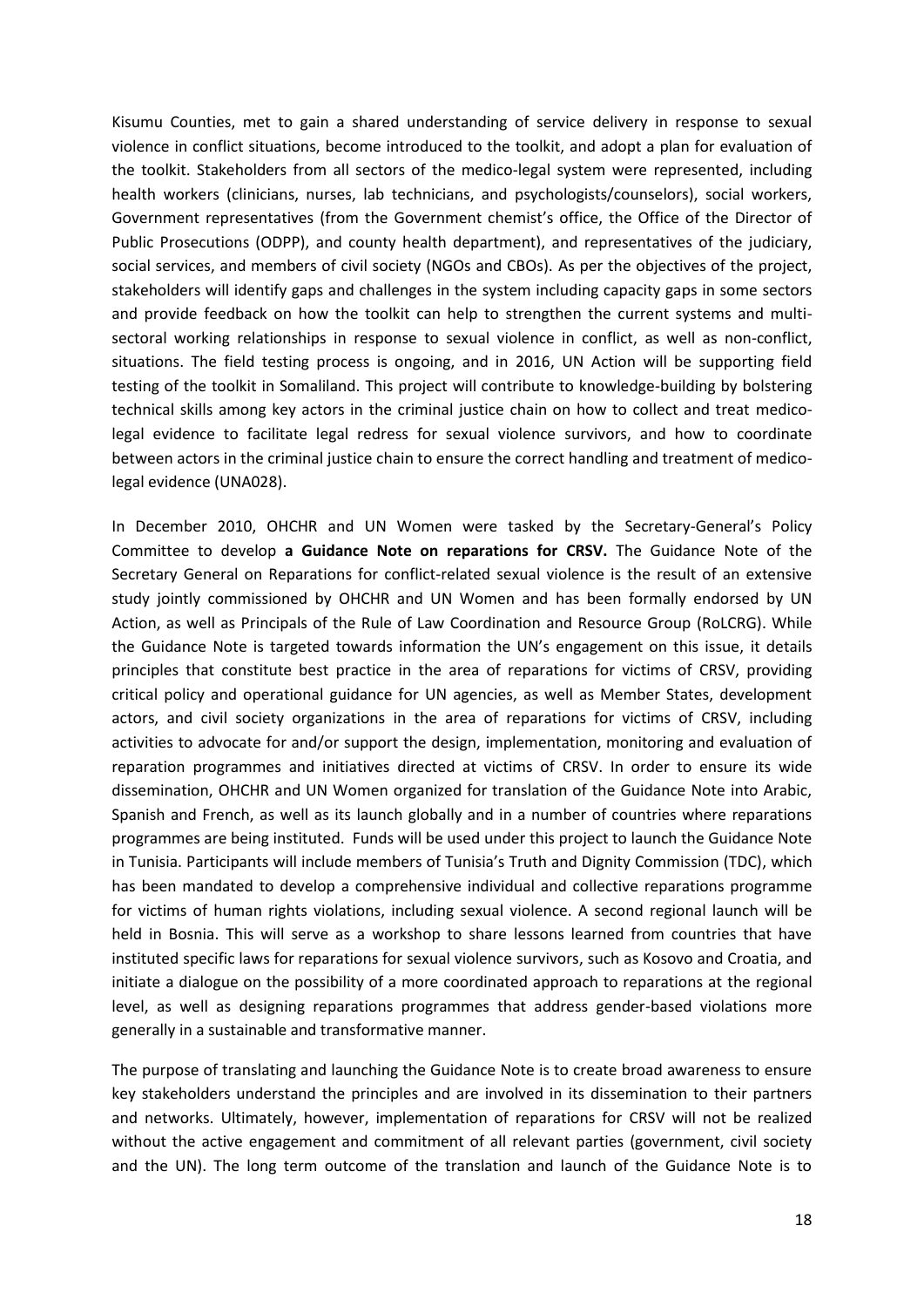Kisumu Counties, met to gain a shared understanding of service delivery in response to sexual violence in conflict situations, become introduced to the toolkit, and adopt a plan for evaluation of the toolkit. Stakeholders from all sectors of the medico-legal system were represented, including health workers (clinicians, nurses, lab technicians, and psychologists/counselors), social workers, Government representatives (from the Government chemist's office, the Office of the Director of Public Prosecutions (ODPP), and county health department), and representatives of the judiciary, social services, and members of civil society (NGOs and CBOs). As per the objectives of the project, stakeholders will identify gaps and challenges in the system including capacity gaps in some sectors and provide feedback on how the toolkit can help to strengthen the current systems and multi-sectoral working relationships in response to sexual violence in conflict, as well as non-conflict, situations. The field testing process is ongoing, and in 2016, UN Action will be supporting field testing of the toolkit in Somaliland. This project will contribute to knowledge-building by bolstering technical skills among key actors in the criminal justice chain on how to collect and treat medico-legal evidence to facilitate legal redress for sexual violence survivors, and how to coordinate between actors in the criminal justice chain to ensure the correct handling and treatment of medico-legal evidence (UNA028).

In December 2010, OHCHR and UN Women were tasked by the Secretary-General's Policy Committee to develop **a Guidance Note on reparations for CRSV.** The Guidance Note of the Secretary General on Reparations for conflict-related sexual violence is the result of an extensive study jointly commissioned by OHCHR and UN Women and has been formally endorsed by UN Action, as well as Principals of the Rule of Law Coordination and Resource Group (RoLCRG). While the Guidance Note is targeted towards information the UN's engagement on this issue, it details principles that constitute best practice in the area of reparations for victims of CRSV, providing critical policy and operational guidance for UN agencies, as well as Member States, development actors, and civil society organizations in the area of reparations for victims of CRSV, including activities to advocate for and/or support the design, implementation, monitoring and evaluation of reparation programmes and initiatives directed at victims of CRSV. In order to ensure its wide dissemination, OHCHR and UN Women organized for translation of the Guidance Note into Arabic, Spanish and French, as well as its launch globally and in a number of countries where reparations programmes are being instituted. Funds will be used under this project to launch the Guidance Note in Tunisia. Participants will include members of Tunisia's Truth and Dignity Commission (TDC), which has been mandated to develop a comprehensive individual and collective reparations programme for victims of human rights violations, including sexual violence. A second regional launch will be held in Bosnia. This will serve as a workshop to share lessons learned from countries that have instituted specific laws for reparations for sexual violence survivors, such as Kosovo and Croatia, and initiate a dialogue on the possibility of a more coordinated approach to reparations at the regional level, as well as designing reparations programmes that address gender-based violations more generally in a sustainable and transformative manner.

The purpose of translating and launching the Guidance Note is to create broad awareness to ensure key stakeholders understand the principles and are involved in its dissemination to their partners and networks. Ultimately, however, implementation of reparations for CRSV will not be realized without the active engagement and commitment of all relevant parties (government, civil society and the UN). The long term outcome of the translation and launch of the Guidance Note is to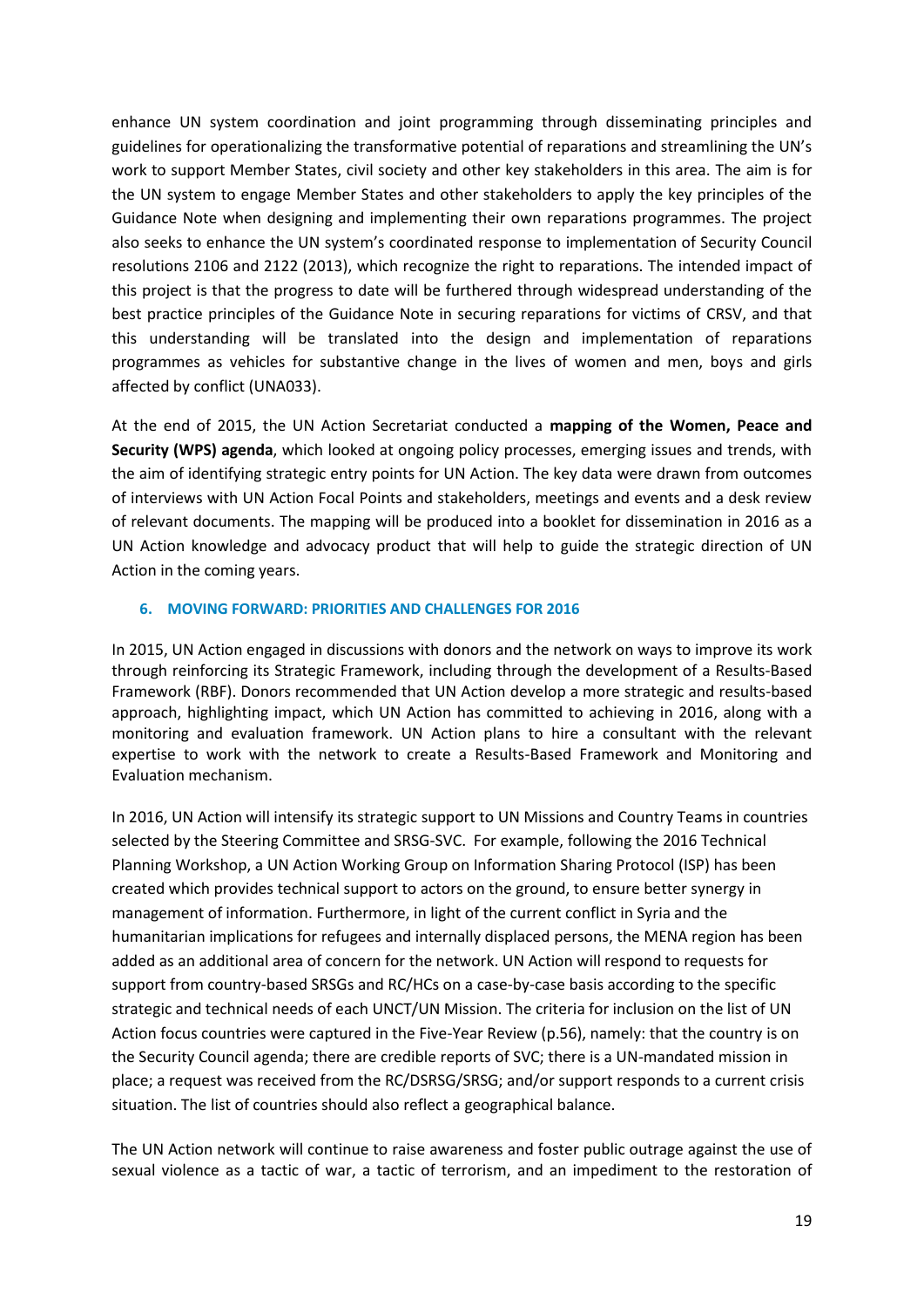enhance UN system coordination and joint programming through disseminating principles and guidelines for operationalizing the transformative potential of reparations and streamlining the UN's work to support Member States, civil society and other key stakeholders in this area. The aim is for the UN system to engage Member States and other stakeholders to apply the key principles of the Guidance Note when designing and implementing their own reparations programmes. The project also seeks to enhance the UN system's coordinated response to implementation of Security Council resolutions 2106 and 2122 (2013), which recognize the right to reparations. The intended impact of this project is that the progress to date will be furthered through widespread understanding of the best practice principles of the Guidance Note in securing reparations for victims of CRSV, and that this understanding will be translated into the design and implementation of reparations programmes as vehicles for substantive change in the lives of women and men, boys and girls affected by conflict (UNA033).

At the end of 2015, the UN Action Secretariat conducted a **mapping of the Women, Peace and Security (WPS) agenda**, which looked at ongoing policy processes, emerging issues and trends, with the aim of identifying strategic entry points for UN Action. The key data were drawn from outcomes of interviews with UN Action Focal Points and stakeholders, meetings and events and a desk review of relevant documents. The mapping will be produced into a booklet for dissemination in 2016 as a UN Action knowledge and advocacy product that will help to guide the strategic direction of UN Action in the coming years.

## 6. MOVING FORWARD: PRIORITIES AND CHALLENGES FOR 2016

In 2015, UN Action engaged in discussions with donors and the network on ways to improve its work through reinforcing its Strategic Framework, including through the development of a Results-Based Framework (RBF). Donors recommended that UN Action develop a more strategic and results-based approach, highlighting impact, which UN Action has committed to achieving in 2016, along with a monitoring and evaluation framework. UN Action plans to hire a consultant with the relevant expertise to work with the network to create a Results-Based Framework and Monitoring and Evaluation mechanism.

In 2016, UN Action will intensify its strategic support to UN Missions and Country Teams in countries selected by the Steering Committee and SRSG-SVC. For example, following the 2016 Technical Planning Workshop, a UN Action Working Group on Information Sharing Protocol (ISP) has been created which provides technical support to actors on the ground, to ensure better synergy in management of information. Furthermore, in light of the current conflict in Syria and the humanitarian implications for refugees and internally displaced persons, the MENA region has been added as an additional area of concern for the network. UN Action will respond to requests for support from country-based SRSGs and RC/HCs on a case-by-case basis according to the specific strategic and technical needs of each UNCT/UN Mission. The criteria for inclusion on the list of UN Action focus countries were captured in the Five-Year Review (p.56), namely: that the country is on the Security Council agenda; there are credible reports of SVC; there is a UN-mandated mission in place; a request was received from the RC/DSRSG/SRSG; and/or support responds to a current crisis situation. The list of countries should also reflect a geographical balance.

The UN Action network will continue to raise awareness and foster public outrage against the use of sexual violence as a tactic of war, a tactic of terrorism, and an impediment to the restoration of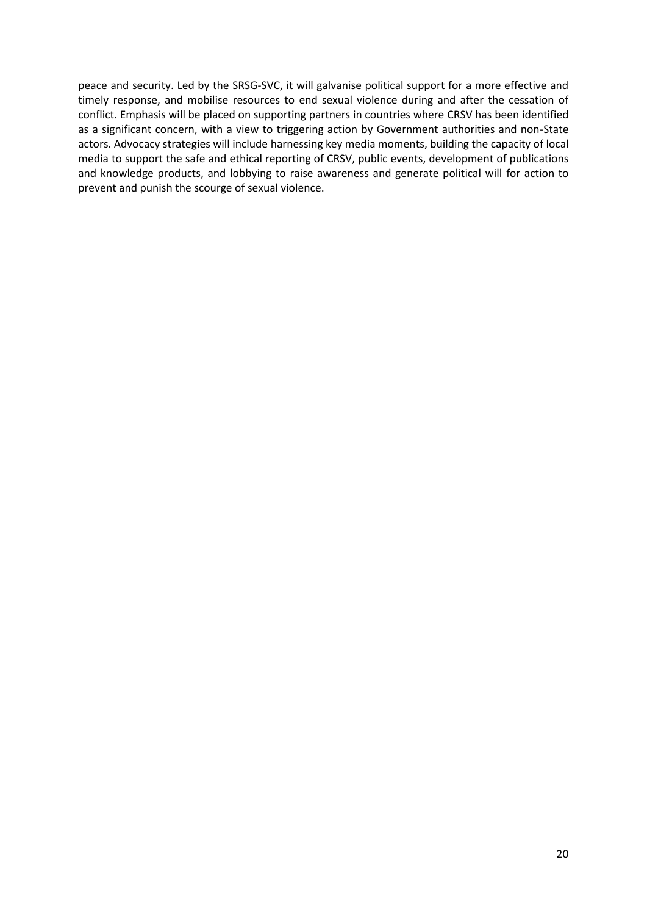peace and security. Led by the SRSG-SVC, it will galvanise political support for a more effective and timely response, and mobilise resources to end sexual violence during and after the cessation of conflict. Emphasis will be placed on supporting partners in countries where CRSV has been identified as a significant concern, with a view to triggering action by Government authorities and non-State actors. Advocacy strategies will include harnessing key media moments, building the capacity of local media to support the safe and ethical reporting of CRSV, public events, development of publications and knowledge products, and lobbying to raise awareness and generate political will for action to prevent and punish the scourge of sexual violence.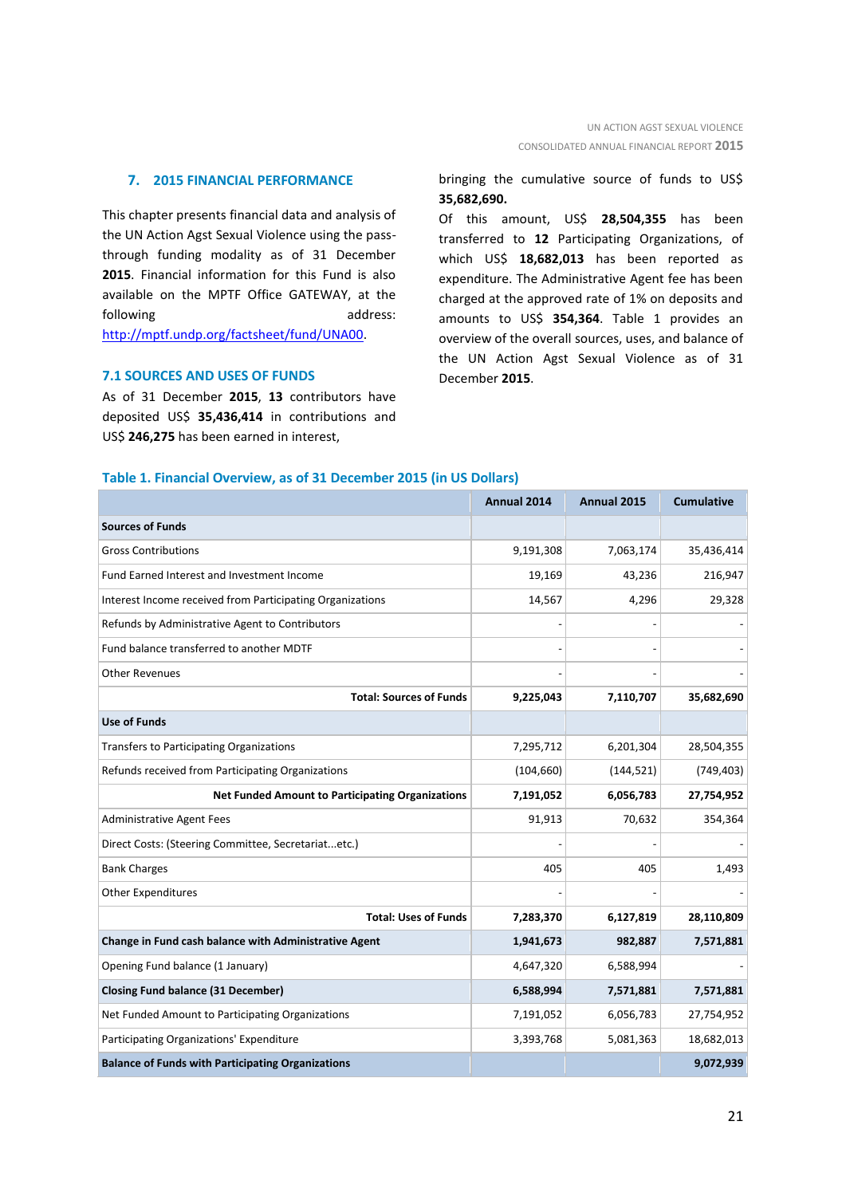## 7. 2015 FINANCIAL PERFORMANCE

This chapter presents financial data and analysis of the UN Action Agst Sexual Violence using the pass-through funding modality as of 31 December **2015**. Financial information for this Fund is also available on the MPTF Office GATEWAY, at the following address: http://mptf.undp.org/factsheet/fund/UNA00.

### 7.1 SOURCES AND USES OF FUNDS

As of 31 December **2015**, **13** contributors have deposited US$ **35,436,414** in contributions and US$ **246,275** has been earned in interest, bringing the cumulative source of funds to US$ **35,682,690.**

Of this amount, US$ **28,504,355** has been transferred to **12** Participating Organizations, of which US$ **18,682,013** has been reported as expenditure. The Administrative Agent fee has been charged at the approved rate of 1% on deposits and amounts to US$ **354,364**. Table 1 provides an overview of the overall sources, uses, and balance of the UN Action Agst Sexual Violence as of 31 December **2015**.

**Table 1. Financial Overview, as of 31 December 2015 (in US Dollars)**

| | Annual 2014 | Annual 2015 | Cumulative |
|---|---|---|---|
| **Sources of Funds** | | | |
| Gross Contributions | 9,191,308 | 7,063,174 | 35,436,414 |
| Fund Earned Interest and Investment Income | 19,169 | 43,236 | 216,947 |
| Interest Income received from Participating Organizations | 14,567 | 4,296 | 29,328 |
| Refunds by Administrative Agent to Contributors | - | - | - |
| Fund balance transferred to another MDTF | - | - | - |
| Other Revenues | - | - | - |
| **Total: Sources of Funds** | **9,225,043** | **7,110,707** | **35,682,690** |
| **Use of Funds** | | | |
| Transfers to Participating Organizations | 7,295,712 | 6,201,304 | 28,504,355 |
| Refunds received from Participating Organizations | (104,660) | (144,521) | (749,403) |
| **Net Funded Amount to Participating Organizations** | **7,191,052** | **6,056,783** | **27,754,952** |
| Administrative Agent Fees | 91,913 | 70,632 | 354,364 |
| Direct Costs: (Steering Committee, Secretariat...etc.) | - | - | - |
| Bank Charges | 405 | 405 | 1,493 |
| Other Expenditures | - | - | - |
| **Total: Uses of Funds** | **7,283,370** | **6,127,819** | **28,110,809** |
| **Change in Fund cash balance with Administrative Agent** | **1,941,673** | **982,887** | **7,571,881** |
| Opening Fund balance (1 January) | 4,647,320 | 6,588,994 | - |
| **Closing Fund balance (31 December)** | **6,588,994** | **7,571,881** | **7,571,881** |
| Net Funded Amount to Participating Organizations | 7,191,052 | 6,056,783 | 27,754,952 |
| Participating Organizations' Expenditure | 3,393,768 | 5,081,363 | 18,682,013 |
| **Balance of Funds with Participating Organizations** | | | **9,072,939** |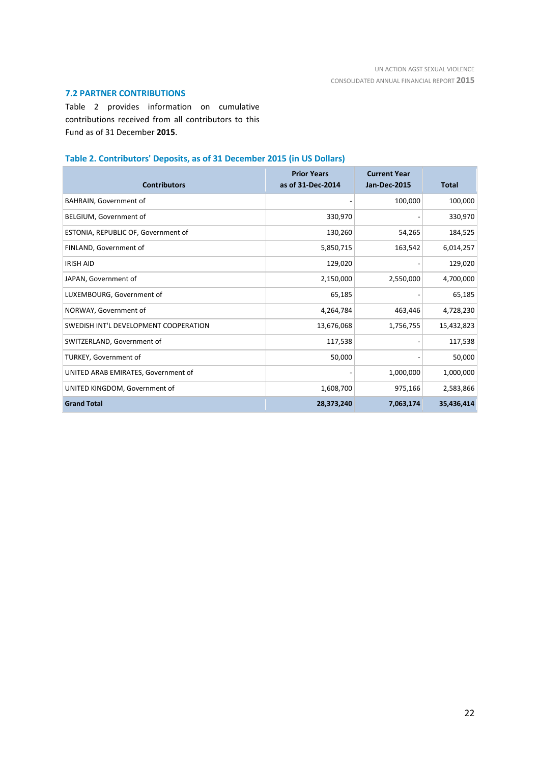### 7.2 PARTNER CONTRIBUTIONS

Table 2 provides information on cumulative contributions received from all contributors to this Fund as of 31 December **2015**.

**Table 2. Contributors' Deposits, as of 31 December 2015 (in US Dollars)**

| Contributors | Prior Years as of 31-Dec-2014 | Current Year Jan-Dec-2015 | Total |
|---|---|---|---|
| BAHRAIN, Government of | - | 100,000 | 100,000 |
| BELGIUM, Government of | 330,970 | - | 330,970 |
| ESTONIA, REPUBLIC OF, Government of | 130,260 | 54,265 | 184,525 |
| FINLAND, Government of | 5,850,715 | 163,542 | 6,014,257 |
| IRISH AID | 129,020 | - | 129,020 |
| JAPAN, Government of | 2,150,000 | 2,550,000 | 4,700,000 |
| LUXEMBOURG, Government of | 65,185 | - | 65,185 |
| NORWAY, Government of | 4,264,784 | 463,446 | 4,728,230 |
| SWEDISH INT'L DEVELOPMENT COOPERATION | 13,676,068 | 1,756,755 | 15,432,823 |
| SWITZERLAND, Government of | 117,538 | - | 117,538 |
| TURKEY, Government of | 50,000 | - | 50,000 |
| UNITED ARAB EMIRATES, Government of | - | 1,000,000 | 1,000,000 |
| UNITED KINGDOM, Government of | 1,608,700 | 975,166 | 2,583,866 |
| **Grand Total** | **28,373,240** | **7,063,174** | **35,436,414** |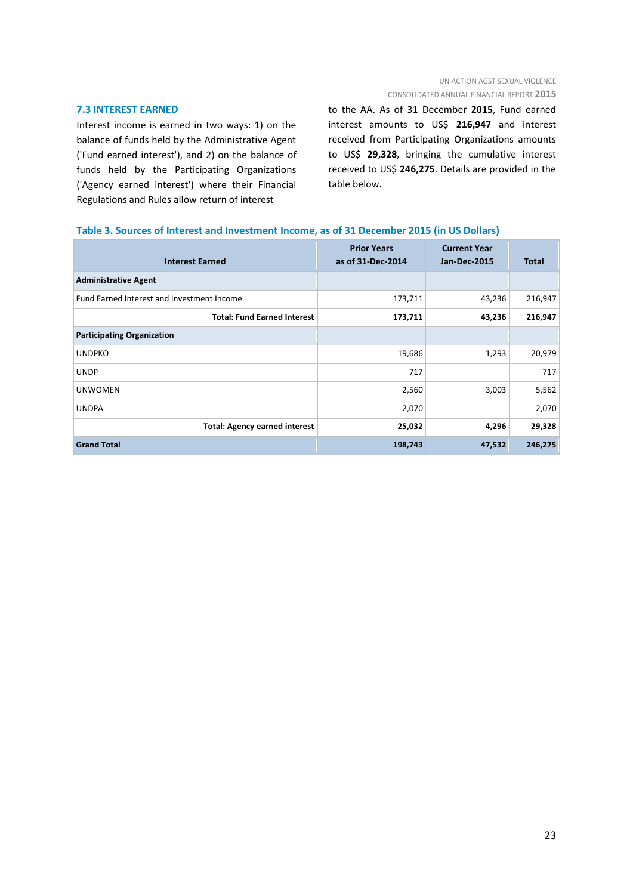### 7.3 INTEREST EARNED

Interest income is earned in two ways: 1) on the balance of funds held by the Administrative Agent ('Fund earned interest'), and 2) on the balance of funds held by the Participating Organizations ('Agency earned interest') where their Financial Regulations and Rules allow return of interest to the AA. As of 31 December **2015**, Fund earned interest amounts to US$ **216,947** and interest received from Participating Organizations amounts to US$ **29,328**, bringing the cumulative interest received to US$ **246,275**. Details are provided in the table below.

**Table 3. Sources of Interest and Investment Income, as of 31 December 2015 (in US Dollars)**

| Interest Earned | Prior Years as of 31-Dec-2014 | Current Year Jan-Dec-2015 | Total |
|---|---|---|---|
| **Administrative Agent** | | | |
| Fund Earned Interest and Investment Income | 173,711 | 43,236 | 216,947 |
| **Total: Fund Earned Interest** | **173,711** | **43,236** | **216,947** |
| **Participating Organization** | | | |
| UNDPKO | 19,686 | 1,293 | 20,979 |
| UNDP | 717 | | 717 |
| UNWOMEN | 2,560 | 3,003 | 5,562 |
| UNDPA | 2,070 | | 2,070 |
| **Total: Agency earned interest** | **25,032** | **4,296** | **29,328** |
| **Grand Total** | **198,743** | **47,532** | **246,275** |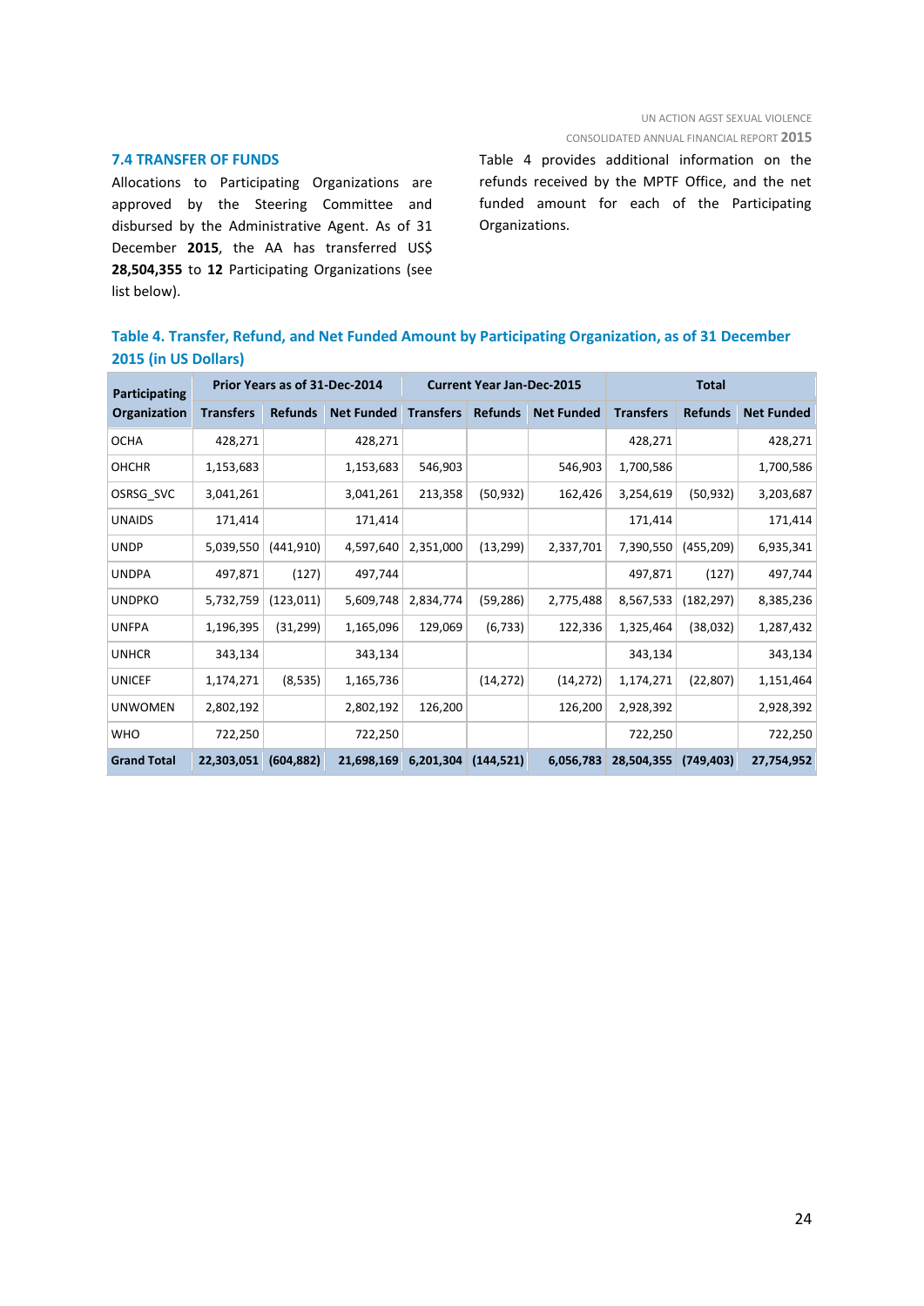### 7.4 TRANSFER OF FUNDS

Allocations to Participating Organizations are approved by the Steering Committee and disbursed by the Administrative Agent. As of 31 December **2015**, the AA has transferred US$ **28,504,355** to **12** Participating Organizations (see list below).

Table 4 provides additional information on the refunds received by the MPTF Office, and the net funded amount for each of the Participating Organizations.

**Table 4. Transfer, Refund, and Net Funded Amount by Participating Organization, as of 31 December 2015 (in US Dollars)**

| Participating Organization | Prior Years as of 31-Dec-2014 | | | Current Year Jan-Dec-2015 | | | Total | | |
|---|---|---|---|---|---|---|---|---|---|
| | Transfers | Refunds | Net Funded | Transfers | Refunds | Net Funded | Transfers | Refunds | Net Funded |
| OCHA | 428,271 | | 428,271 | | | | 428,271 | | 428,271 |
| OHCHR | 1,153,683 | | 1,153,683 | 546,903 | | 546,903 | 1,700,586 | | 1,700,586 |
| OSRSG_SVC | 3,041,261 | | 3,041,261 | 213,358 | (50,932) | 162,426 | 3,254,619 | (50,932) | 3,203,687 |
| UNAIDS | 171,414 | | 171,414 | | | | 171,414 | | 171,414 |
| UNDP | 5,039,550 | (441,910) | 4,597,640 | 2,351,000 | (13,299) | 2,337,701 | 7,390,550 | (455,209) | 6,935,341 |
| UNDPA | 497,871 | (127) | 497,744 | | | | 497,871 | (127) | 497,744 |
| UNDPKO | 5,732,759 | (123,011) | 5,609,748 | 2,834,774 | (59,286) | 2,775,488 | 8,567,533 | (182,297) | 8,385,236 |
| UNFPA | 1,196,395 | (31,299) | 1,165,096 | 129,069 | (6,733) | 122,336 | 1,325,464 | (38,032) | 1,287,432 |
| UNHCR | 343,134 | | 343,134 | | | | 343,134 | | 343,134 |
| UNICEF | 1,174,271 | (8,535) | 1,165,736 | | (14,272) | (14,272) | 1,174,271 | (22,807) | 1,151,464 |
| UNWOMEN | 2,802,192 | | 2,802,192 | 126,200 | | 126,200 | 2,928,392 | | 2,928,392 |
| WHO | 722,250 | | 722,250 | | | | 722,250 | | 722,250 |
| **Grand Total** | **22,303,051** | **(604,882)** | **21,698,169** | **6,201,304** | **(144,521)** | **6,056,783** | **28,504,355** | **(749,403)** | **27,754,952** |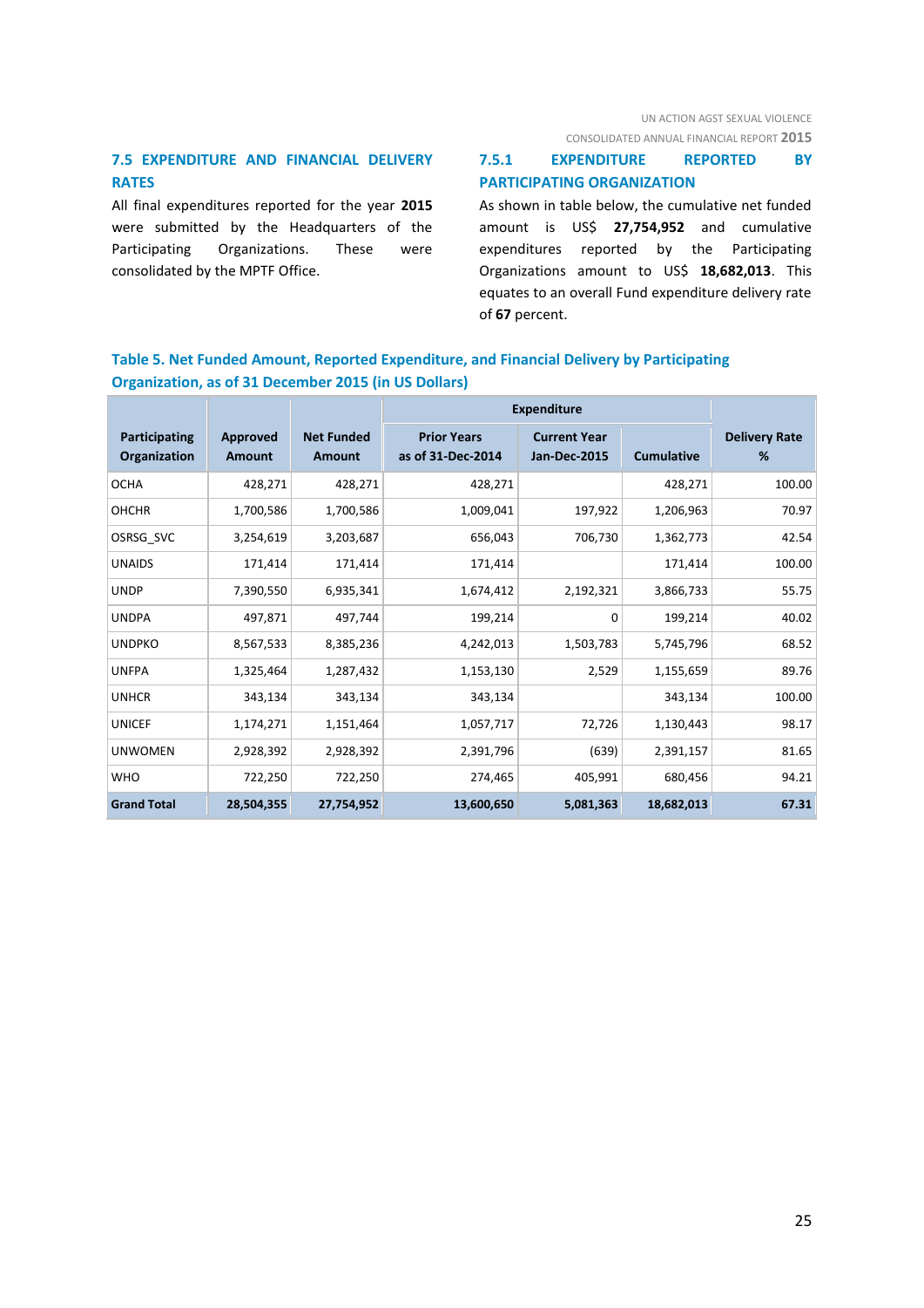## 7.5 EXPENDITURE AND FINANCIAL DELIVERY RATES

All final expenditures reported for the year **2015** were submitted by the Headquarters of the Participating Organizations. These were consolidated by the MPTF Office.

### 7.5.1 EXPENDITURE REPORTED BY PARTICIPATING ORGANIZATION

As shown in table below, the cumulative net funded amount is US$ **27,754,952** and cumulative expenditures reported by the Participating Organizations amount to US$ **18,682,013**. This equates to an overall Fund expenditure delivery rate of **67** percent.

**Table 5. Net Funded Amount, Reported Expenditure, and Financial Delivery by Participating Organization, as of 31 December 2015 (in US Dollars)**

| Participating Organization | Approved Amount | Net Funded Amount | Expenditure | | | Delivery Rate % |
|---|---|---|---|---|---|---|
| | | | Prior Years as of 31-Dec-2014 | Current Year Jan-Dec-2015 | Cumulative | |
| OCHA | 428,271 | 428,271 | 428,271 | | 428,271 | 100.00 |
| OHCHR | 1,700,586 | 1,700,586 | 1,009,041 | 197,922 | 1,206,963 | 70.97 |
| OSRSG_SVC | 3,254,619 | 3,203,687 | 656,043 | 706,730 | 1,362,773 | 42.54 |
| UNAIDS | 171,414 | 171,414 | 171,414 | | 171,414 | 100.00 |
| UNDP | 7,390,550 | 6,935,341 | 1,674,412 | 2,192,321 | 3,866,733 | 55.75 |
| UNDPA | 497,871 | 497,744 | 199,214 | 0 | 199,214 | 40.02 |
| UNDPKO | 8,567,533 | 8,385,236 | 4,242,013 | 1,503,783 | 5,745,796 | 68.52 |
| UNFPA | 1,325,464 | 1,287,432 | 1,153,130 | 2,529 | 1,155,659 | 89.76 |
| UNHCR | 343,134 | 343,134 | 343,134 | | 343,134 | 100.00 |
| UNICEF | 1,174,271 | 1,151,464 | 1,057,717 | 72,726 | 1,130,443 | 98.17 |
| UNWOMEN | 2,928,392 | 2,928,392 | 2,391,796 | (639) | 2,391,157 | 81.65 |
| WHO | 722,250 | 722,250 | 274,465 | 405,991 | 680,456 | 94.21 |
| **Grand Total** | **28,504,355** | **27,754,952** | **13,600,650** | **5,081,363** | **18,682,013** | **67.31** |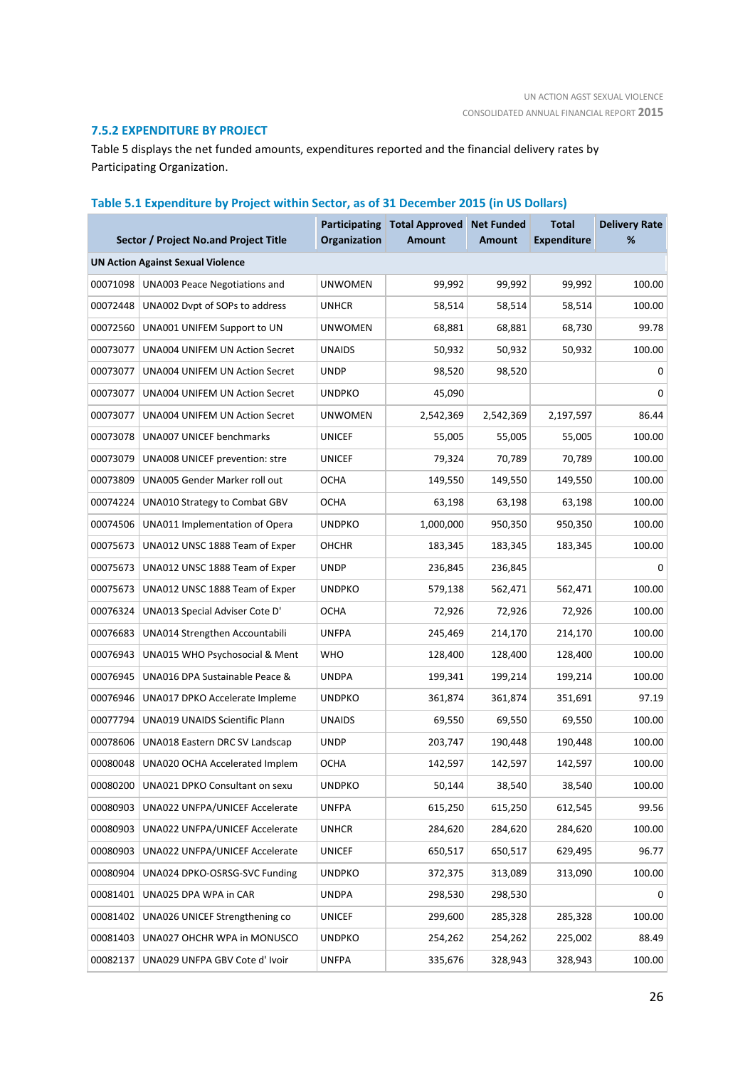### 7.5.2 EXPENDITURE BY PROJECT

Table 5 displays the net funded amounts, expenditures reported and the financial delivery rates by Participating Organization.

**Table 5.1 Expenditure by Project within Sector, as of 31 December 2015 (in US Dollars)**

| Sector / Project No.and Project Title | | Participating Organization | Total Approved Amount | Net Funded Amount | Total Expenditure | Delivery Rate % |
|---|---|---|---|---|---|---|
| **UN Action Against Sexual Violence** | | | | | | |
| 00071098 | UNA003 Peace Negotiations and | UNWOMEN | 99,992 | 99,992 | 99,992 | 100.00 |
| 00072448 | UNA002 Dvpt of SOPs to address | UNHCR | 58,514 | 58,514 | 58,514 | 100.00 |
| 00072560 | UNA001 UNIFEM Support to UN | UNWOMEN | 68,881 | 68,881 | 68,730 | 99.78 |
| 00073077 | UNA004 UNIFEM UN Action Secret | UNAIDS | 50,932 | 50,932 | 50,932 | 100.00 |
| 00073077 | UNA004 UNIFEM UN Action Secret | UNDP | 98,520 | 98,520 | | 0 |
| 00073077 | UNA004 UNIFEM UN Action Secret | UNDPKO | 45,090 | | | 0 |
| 00073077 | UNA004 UNIFEM UN Action Secret | UNWOMEN | 2,542,369 | 2,542,369 | 2,197,597 | 86.44 |
| 00073078 | UNA007 UNICEF benchmarks | UNICEF | 55,005 | 55,005 | 55,005 | 100.00 |
| 00073079 | UNA008 UNICEF prevention: stre | UNICEF | 79,324 | 70,789 | 70,789 | 100.00 |
| 00073809 | UNA005 Gender Marker roll out | OCHA | 149,550 | 149,550 | 149,550 | 100.00 |
| 00074224 | UNA010 Strategy to Combat GBV | OCHA | 63,198 | 63,198 | 63,198 | 100.00 |
| 00074506 | UNA011 Implementation of Opera | UNDPKO | 1,000,000 | 950,350 | 950,350 | 100.00 |
| 00075673 | UNA012 UNSC 1888 Team of Exper | OHCHR | 183,345 | 183,345 | 183,345 | 100.00 |
| 00075673 | UNA012 UNSC 1888 Team of Exper | UNDP | 236,845 | 236,845 | | 0 |
| 00075673 | UNA012 UNSC 1888 Team of Exper | UNDPKO | 579,138 | 562,471 | 562,471 | 100.00 |
| 00076324 | UNA013 Special Adviser Cote D' | OCHA | 72,926 | 72,926 | 72,926 | 100.00 |
| 00076683 | UNA014 Strengthen Accountabili | UNFPA | 245,469 | 214,170 | 214,170 | 100.00 |
| 00076943 | UNA015 WHO Psychosocial & Ment | WHO | 128,400 | 128,400 | 128,400 | 100.00 |
| 00076945 | UNA016 DPA Sustainable Peace & | UNDPA | 199,341 | 199,214 | 199,214 | 100.00 |
| 00076946 | UNA017 DPKO Accelerate Impleme | UNDPKO | 361,874 | 361,874 | 351,691 | 97.19 |
| 00077794 | UNA019 UNAIDS Scientific Plann | UNAIDS | 69,550 | 69,550 | 69,550 | 100.00 |
| 00078606 | UNA018 Eastern DRC SV Landscap | UNDP | 203,747 | 190,448 | 190,448 | 100.00 |
| 00080048 | UNA020 OCHA Accelerated Implem | OCHA | 142,597 | 142,597 | 142,597 | 100.00 |
| 00080200 | UNA021 DPKO Consultant on sexu | UNDPKO | 50,144 | 38,540 | 38,540 | 100.00 |
| 00080903 | UNA022 UNFPA/UNICEF Accelerate | UNFPA | 615,250 | 615,250 | 612,545 | 99.56 |
| 00080903 | UNA022 UNFPA/UNICEF Accelerate | UNHCR | 284,620 | 284,620 | 284,620 | 100.00 |
| 00080903 | UNA022 UNFPA/UNICEF Accelerate | UNICEF | 650,517 | 650,517 | 629,495 | 96.77 |
| 00080904 | UNA024 DPKO-OSRSG-SVC Funding | UNDPKO | 372,375 | 313,089 | 313,090 | 100.00 |
| 00081401 | UNA025 DPA WPA in CAR | UNDPA | 298,530 | 298,530 | | 0 |
| 00081402 | UNA026 UNICEF Strengthening co | UNICEF | 299,600 | 285,328 | 285,328 | 100.00 |
| 00081403 | UNA027 OHCHR WPA in MONUSCO | UNDPKO | 254,262 | 254,262 | 225,002 | 88.49 |
| 00082137 | UNA029 UNFPA GBV Cote d' Ivoir | UNFPA | 335,676 | 328,943 | 328,943 | 100.00 |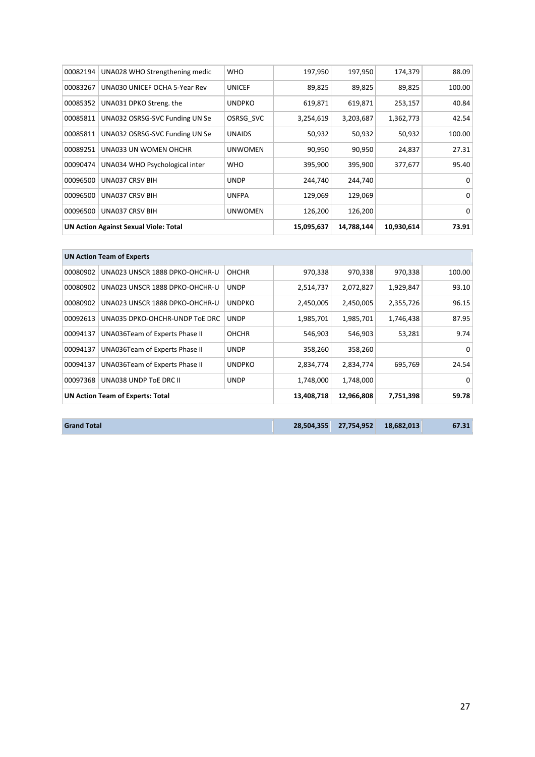| | | | | | | |
|---|---|---|---|---|---|---|
| 00082194 | UNA028 WHO Strengthening medic | WHO | 197,950 | 197,950 | 174,379 | 88.09 |
| 00083267 | UNA030 UNICEF OCHA 5-Year Rev | UNICEF | 89,825 | 89,825 | 89,825 | 100.00 |
| 00085352 | UNA031 DPKO Streng. the | UNDPKO | 619,871 | 619,871 | 253,157 | 40.84 |
| 00085811 | UNA032 OSRSG-SVC Funding UN Se | OSRSG_SVC | 3,254,619 | 3,203,687 | 1,362,773 | 42.54 |
| 00085811 | UNA032 OSRSG-SVC Funding UN Se | UNAIDS | 50,932 | 50,932 | 50,932 | 100.00 |
| 00089251 | UNA033 UN WOMEN OHCHR | UNWOMEN | 90,950 | 90,950 | 24,837 | 27.31 |
| 00090474 | UNA034 WHO Psychological inter | WHO | 395,900 | 395,900 | 377,677 | 95.40 |
| 00096500 | UNA037 CRSV BIH | UNDP | 244,740 | 244,740 | | 0 |
| 00096500 | UNA037 CRSV BIH | UNFPA | 129,069 | 129,069 | | 0 |
| 00096500 | UNA037 CRSV BIH | UNWOMEN | 126,200 | 126,200 | | 0 |
| **UN Action Against Sexual Viole: Total** | | | **15,095,637** | **14,788,144** | **10,930,614** | **73.91** |

| | | | | | | |
|---|---|---|---|---|---|---|
| **UN Action Team of Experts** | | | | | | |
| 00080902 | UNA023 UNSCR 1888 DPKO-OHCHR-U | OHCHR | 970,338 | 970,338 | 970,338 | 100.00 |
| 00080902 | UNA023 UNSCR 1888 DPKO-OHCHR-U | UNDP | 2,514,737 | 2,072,827 | 1,929,847 | 93.10 |
| 00080902 | UNA023 UNSCR 1888 DPKO-OHCHR-U | UNDPKO | 2,450,005 | 2,450,005 | 2,355,726 | 96.15 |
| 00092613 | UNA035 DPKO-OHCHR-UNDP ToE DRC | UNDP | 1,985,701 | 1,985,701 | 1,746,438 | 87.95 |
| 00094137 | UNA036Team of Experts Phase II | OHCHR | 546,903 | 546,903 | 53,281 | 9.74 |
| 00094137 | UNA036Team of Experts Phase II | UNDP | 358,260 | 358,260 | | 0 |
| 00094137 | UNA036Team of Experts Phase II | UNDPKO | 2,834,774 | 2,834,774 | 695,769 | 24.54 |
| 00097368 | UNA038 UNDP ToE DRC II | UNDP | 1,748,000 | 1,748,000 | | 0 |
| **UN Action Team of Experts: Total** | | | **13,408,718** | **12,966,808** | **7,751,398** | **59.78** |

| | | | | |
|---|---|---|---|---|
| **Grand Total** | **28,504,355** | **27,754,952** | **18,682,013** | **67.31** |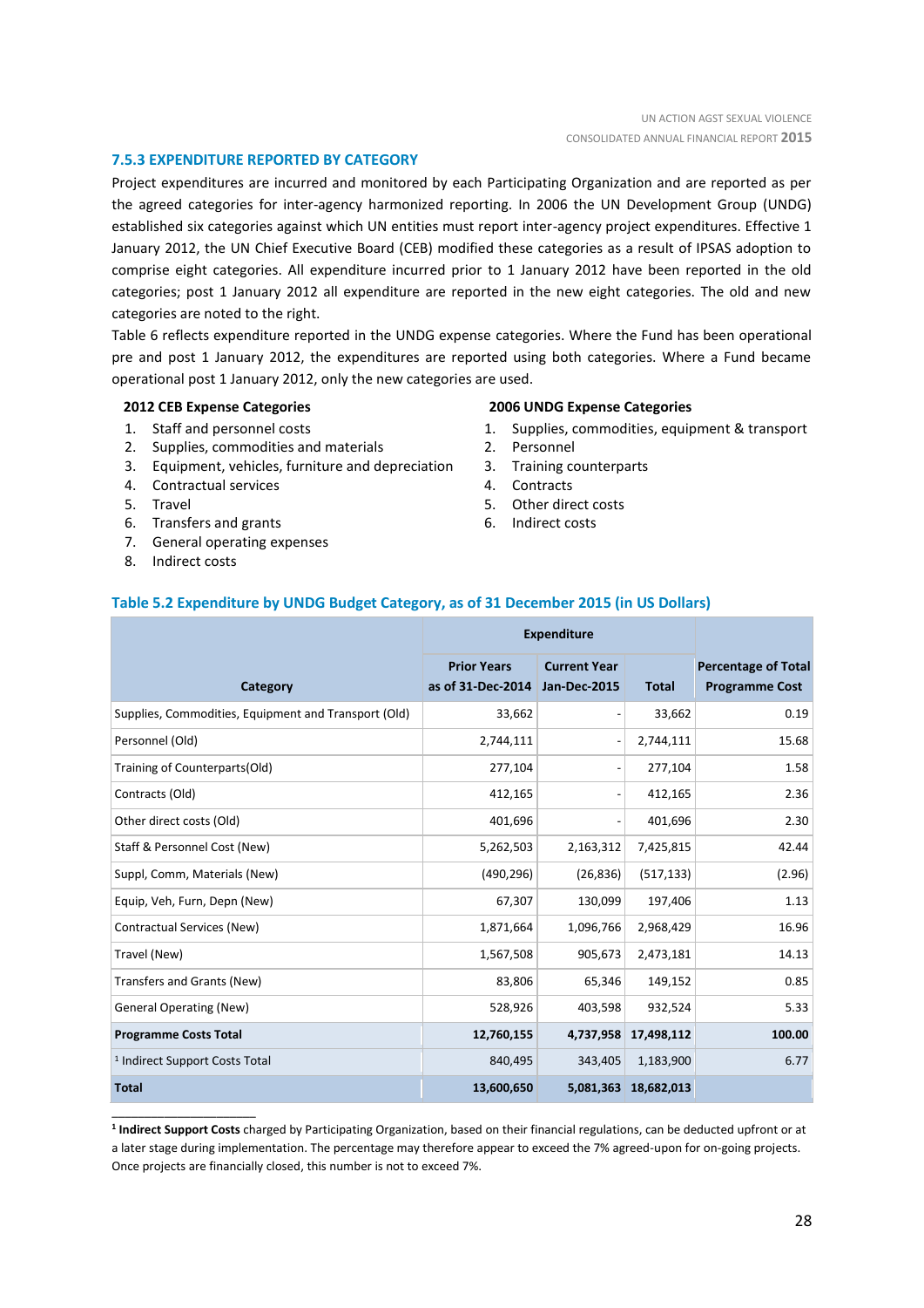### 7.5.3 EXPENDITURE REPORTED BY CATEGORY

Project expenditures are incurred and monitored by each Participating Organization and are reported as per the agreed categories for inter-agency harmonized reporting. In 2006 the UN Development Group (UNDG) established six categories against which UN entities must report inter-agency project expenditures. Effective 1 January 2012, the UN Chief Executive Board (CEB) modified these categories as a result of IPSAS adoption to comprise eight categories. All expenditure incurred prior to 1 January 2012 have been reported in the old categories; post 1 January 2012 all expenditure are reported in the new eight categories. The old and new categories are noted to the right.

Table 6 reflects expenditure reported in the UNDG expense categories. Where the Fund has been operational pre and post 1 January 2012, the expenditures are reported using both categories. Where a Fund became operational post 1 January 2012, only the new categories are used.

**2012 CEB Expense Categories**

1. Staff and personnel costs
2. Supplies, commodities and materials
3. Equipment, vehicles, furniture and depreciation
4. Contractual services
5. Travel
6. Transfers and grants
7. General operating expenses
8. Indirect costs

**2006 UNDG Expense Categories**

1. Supplies, commodities, equipment & transport
2. Personnel
3. Training counterparts
4. Contracts
5. Other direct costs
6. Indirect costs

**Table 5.2 Expenditure by UNDG Budget Category, as of 31 December 2015 (in US Dollars)**

| Category | Expenditure | | | Percentage of Total Programme Cost |
|---|---|---|---|---|
| | Prior Years as of 31-Dec-2014 | Current Year Jan-Dec-2015 | Total | |
| Supplies, Commodities, Equipment and Transport (Old) | 33,662 | - | 33,662 | 0.19 |
| Personnel (Old) | 2,744,111 | - | 2,744,111 | 15.68 |
| Training of Counterparts(Old) | 277,104 | - | 277,104 | 1.58 |
| Contracts (Old) | 412,165 | - | 412,165 | 2.36 |
| Other direct costs (Old) | 401,696 | - | 401,696 | 2.30 |
| Staff & Personnel Cost (New) | 5,262,503 | 2,163,312 | 7,425,815 | 42.44 |
| Suppl, Comm, Materials (New) | (490,296) | (26,836) | (517,133) | (2.96) |
| Equip, Veh, Furn, Depn (New) | 67,307 | 130,099 | 197,406 | 1.13 |
| Contractual Services (New) | 1,871,664 | 1,096,766 | 2,968,429 | 16.96 |
| Travel (New) | 1,567,508 | 905,673 | 2,473,181 | 14.13 |
| Transfers and Grants (New) | 83,806 | 65,346 | 149,152 | 0.85 |
| General Operating (New) | 528,926 | 403,598 | 932,524 | 5.33 |
| **Programme Costs Total** | **12,760,155** | **4,737,958** | **17,498,112** | **100.00** |
| [1] Indirect Support Costs Total | 840,495 | 343,405 | 1,183,900 | 6.77 |
| **Total** | **13,600,650** | **5,081,363** | **18,682,013** | |

[1] **Indirect Support Costs** charged by Participating Organization, based on their financial regulations, can be deducted upfront or at a later stage during implementation. The percentage may therefore appear to exceed the 7% agreed-upon for on-going projects. Once projects are financially closed, this number is not to exceed 7%.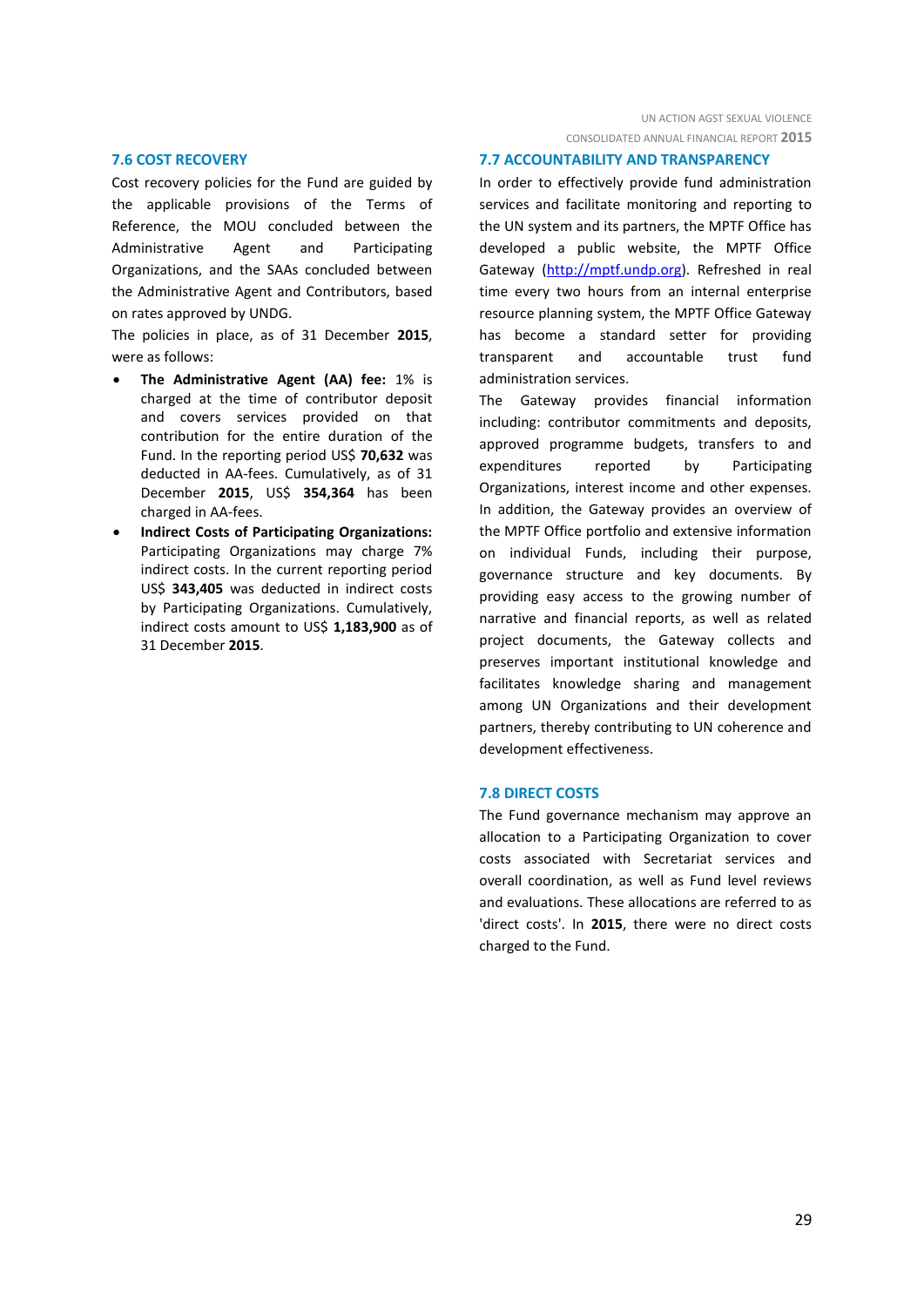### 7.6 COST RECOVERY

Cost recovery policies for the Fund are guided by the applicable provisions of the Terms of Reference, the MOU concluded between the Administrative Agent and Participating Organizations, and the SAAs concluded between the Administrative Agent and Contributors, based on rates approved by UNDG.

The policies in place, as of 31 December **2015**, were as follows:

- **The Administrative Agent (AA) fee:** 1% is charged at the time of contributor deposit and covers services provided on that contribution for the entire duration of the Fund. In the reporting period US$ **70,632** was deducted in AA-fees. Cumulatively, as of 31 December **2015**, US$ **354,364** has been charged in AA-fees.
- **Indirect Costs of Participating Organizations:** Participating Organizations may charge 7% indirect costs. In the current reporting period US$ **343,405** was deducted in indirect costs by Participating Organizations. Cumulatively, indirect costs amount to US$ **1,183,900** as of 31 December **2015**.

### 7.7 ACCOUNTABILITY AND TRANSPARENCY

In order to effectively provide fund administration services and facilitate monitoring and reporting to the UN system and its partners, the MPTF Office has developed a public website, the MPTF Office Gateway (http://mptf.undp.org). Refreshed in real time every two hours from an internal enterprise resource planning system, the MPTF Office Gateway has become a standard setter for providing transparent and accountable trust fund administration services.

The Gateway provides financial information including: contributor commitments and deposits, approved programme budgets, transfers to and expenditures reported by Participating Organizations, interest income and other expenses. In addition, the Gateway provides an overview of the MPTF Office portfolio and extensive information on individual Funds, including their purpose, governance structure and key documents. By providing easy access to the growing number of narrative and financial reports, as well as related project documents, the Gateway collects and preserves important institutional knowledge and facilitates knowledge sharing and management among UN Organizations and their development partners, thereby contributing to UN coherence and development effectiveness.

### 7.8 DIRECT COSTS

The Fund governance mechanism may approve an allocation to a Participating Organization to cover costs associated with Secretariat services and overall coordination, as well as Fund level reviews and evaluations. These allocations are referred to as 'direct costs'. In **2015**, there were no direct costs charged to the Fund.